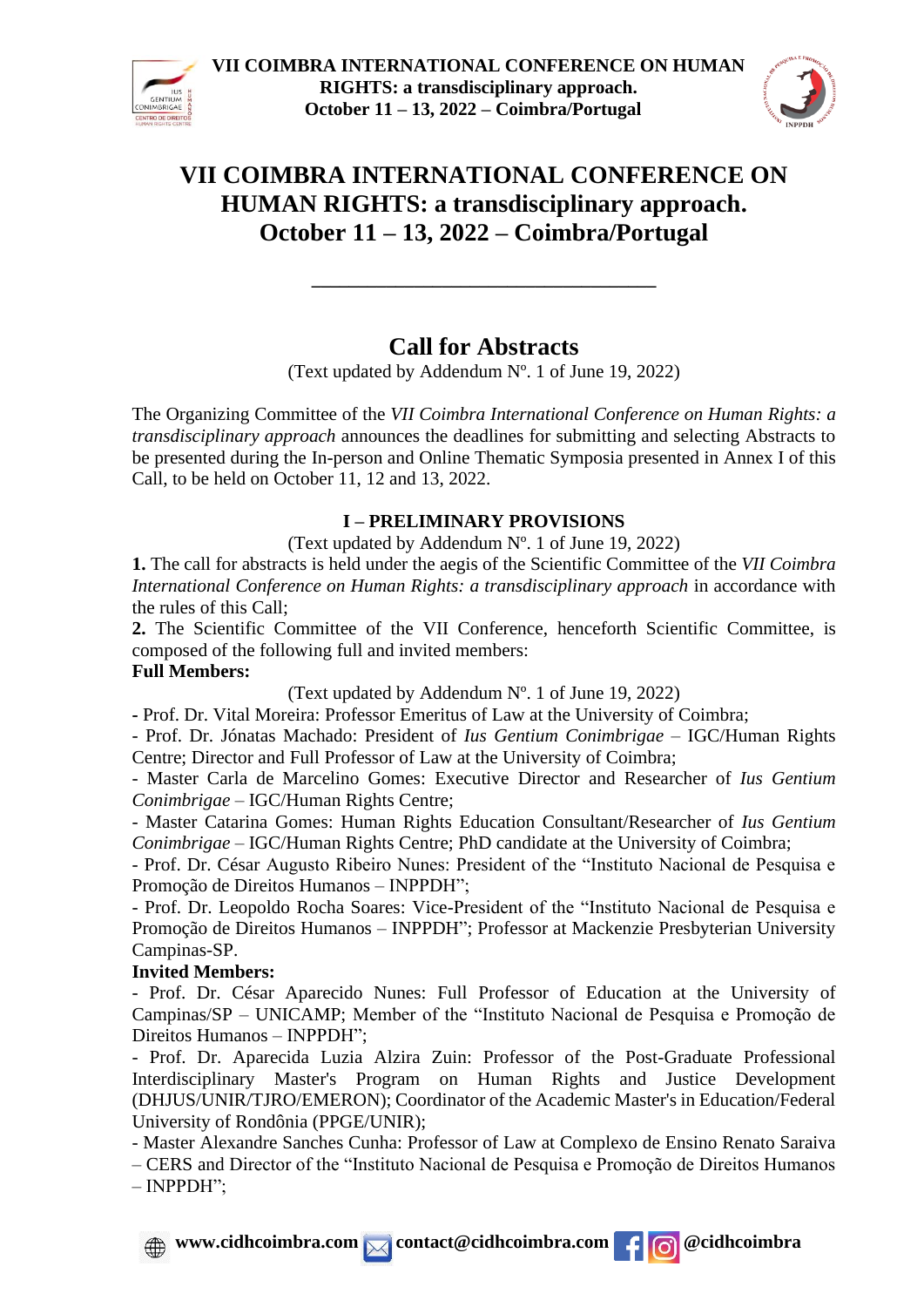# VII COIMBRA INTERNATIONAL CONFERENCE ON HUMAN RIGHTS: a transdisciplinary approach.
# October 11 – 13, 2022 – Coimbra/Portugal

________________________________

## Call for Abstracts

(Text updated by Addendum Nº. 1 of June 19, 2022)

The Organizing Committee of the *VII Coimbra International Conference on Human Rights: a transdisciplinary approach* announces the deadlines for submitting and selecting Abstracts to be presented during the In-person and Online Thematic Symposia presented in Annex I of this Call, to be held on October 11, 12 and 13, 2022.

### I – PRELIMINARY PROVISIONS

(Text updated by Addendum Nº. 1 of June 19, 2022)

**1.** The call for abstracts is held under the aegis of the Scientific Committee of the *VII Coimbra International Conference on Human Rights: a transdisciplinary approach* in accordance with the rules of this Call;

**2.** The Scientific Committee of the VII Conference, henceforth Scientific Committee, is composed of the following full and invited members:

**Full Members:**

(Text updated by Addendum Nº. 1 of June 19, 2022)

- Prof. Dr. Vital Moreira: Professor Emeritus of Law at the University of Coimbra;
- Prof. Dr. Jónatas Machado: President of *Ius Gentium Conimbrigae* – IGC/Human Rights Centre; Director and Full Professor of Law at the University of Coimbra;
- Master Carla de Marcelino Gomes: Executive Director and Researcher of *Ius Gentium Conimbrigae* – IGC/Human Rights Centre;
- Master Catarina Gomes: Human Rights Education Consultant/Researcher of *Ius Gentium Conimbrigae* – IGC/Human Rights Centre; PhD candidate at the University of Coimbra;
- Prof. Dr. César Augusto Ribeiro Nunes: President of the "Instituto Nacional de Pesquisa e Promoção de Direitos Humanos – INPPDH";
- Prof. Dr. Leopoldo Rocha Soares: Vice-President of the "Instituto Nacional de Pesquisa e Promoção de Direitos Humanos – INPPDH"; Professor at Mackenzie Presbyterian University Campinas-SP.

**Invited Members:**

- Prof. Dr. César Aparecido Nunes: Full Professor of Education at the University of Campinas/SP – UNICAMP; Member of the "Instituto Nacional de Pesquisa e Promoção de Direitos Humanos – INPPDH";
- Prof. Dr. Aparecida Luzia Alzira Zuin: Professor of the Post-Graduate Professional Interdisciplinary Master's Program on Human Rights and Justice Development (DHJUS/UNIR/TJRO/EMERON); Coordinator of the Academic Master's in Education/Federal University of Rondônia (PPGE/UNIR);
- Master Alexandre Sanches Cunha: Professor of Law at Complexo de Ensino Renato Saraiva – CERS and Director of the "Instituto Nacional de Pesquisa e Promoção de Direitos Humanos – INPPDH";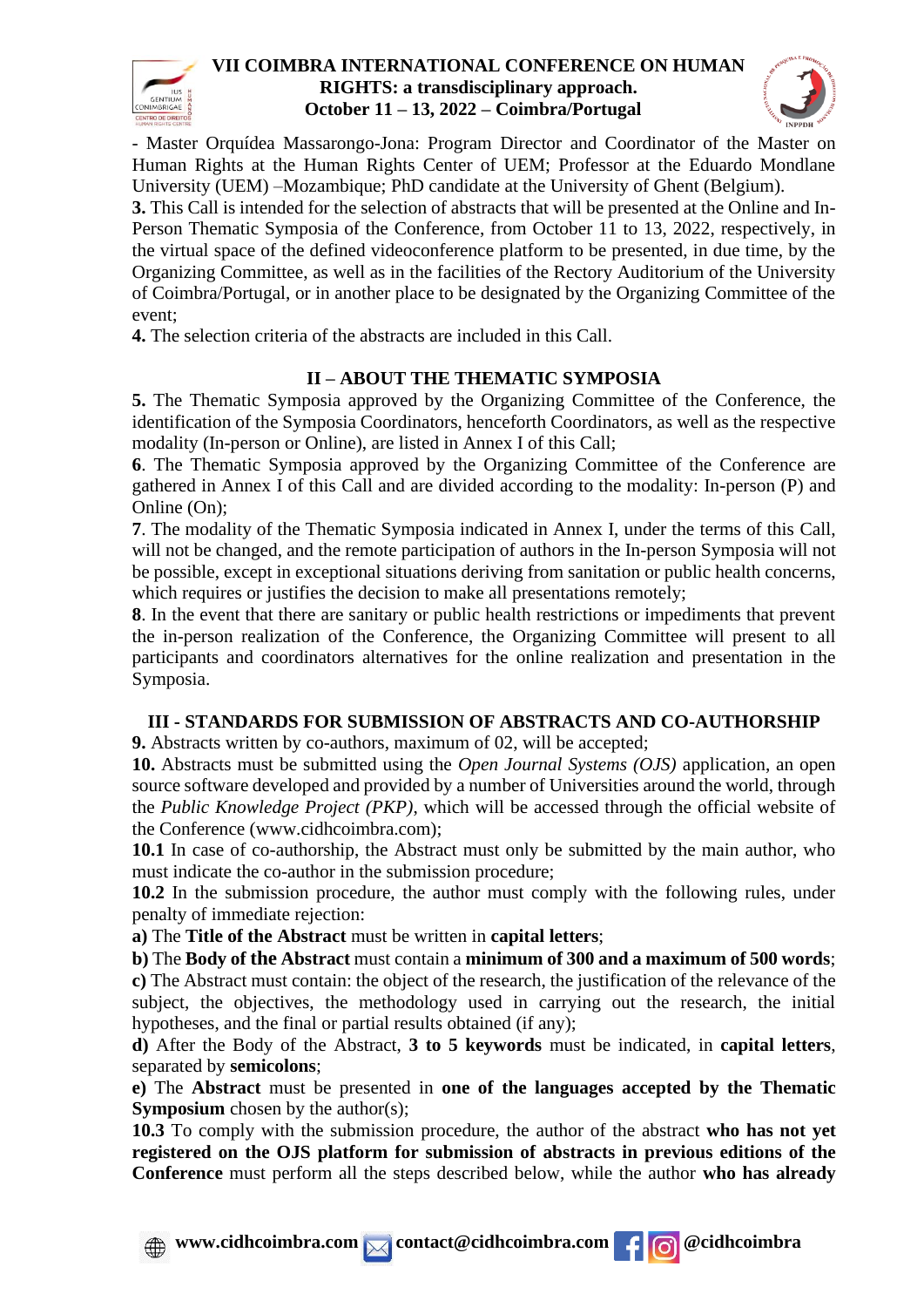- Master Orquídea Massarongo-Jona: Program Director and Coordinator of the Master on Human Rights at the Human Rights Center of UEM; Professor at the Eduardo Mondlane University (UEM) –Mozambique; PhD candidate at the University of Ghent (Belgium).

**3.** This Call is intended for the selection of abstracts that will be presented at the Online and In-Person Thematic Symposia of the Conference, from October 11 to 13, 2022, respectively, in the virtual space of the defined videoconference platform to be presented, in due time, by the Organizing Committee, as well as in the facilities of the Rectory Auditorium of the University of Coimbra/Portugal, or in another place to be designated by the Organizing Committee of the event;

**4.** The selection criteria of the abstracts are included in this Call.

## II – ABOUT THE THEMATIC SYMPOSIA

**5.** The Thematic Symposia approved by the Organizing Committee of the Conference, the identification of the Symposia Coordinators, henceforth Coordinators, as well as the respective modality (In-person or Online), are listed in Annex I of this Call;

**6**. The Thematic Symposia approved by the Organizing Committee of the Conference are gathered in Annex I of this Call and are divided according to the modality: In-person (P) and Online (On);

**7**. The modality of the Thematic Symposia indicated in Annex I, under the terms of this Call, will not be changed, and the remote participation of authors in the In-person Symposia will not be possible, except in exceptional situations deriving from sanitation or public health concerns, which requires or justifies the decision to make all presentations remotely;

**8**. In the event that there are sanitary or public health restrictions or impediments that prevent the in-person realization of the Conference, the Organizing Committee will present to all participants and coordinators alternatives for the online realization and presentation in the Symposia.

## III - STANDARDS FOR SUBMISSION OF ABSTRACTS AND CO-AUTHORSHIP

**9.** Abstracts written by co-authors, maximum of 02, will be accepted;

**10.** Abstracts must be submitted using the *Open Journal Systems (OJS)* application, an open source software developed and provided by a number of Universities around the world, through the *Public Knowledge Project (PKP)*, which will be accessed through the official website of the Conference (www.cidhcoimbra.com);

**10.1** In case of co-authorship, the Abstract must only be submitted by the main author, who must indicate the co-author in the submission procedure;

**10.2** In the submission procedure, the author must comply with the following rules, under penalty of immediate rejection:

**a)** The **Title of the Abstract** must be written in **capital letters**;

**b)** The **Body of the Abstract** must contain a **minimum of 300 and a maximum of 500 words**;

**c)** The Abstract must contain: the object of the research, the justification of the relevance of the subject, the objectives, the methodology used in carrying out the research, the initial hypotheses, and the final or partial results obtained (if any);

**d)** After the Body of the Abstract, **3 to 5 keywords** must be indicated, in **capital letters**, separated by **semicolons**;

**e)** The **Abstract** must be presented in **one of the languages accepted by the Thematic Symposium** chosen by the author(s);

**10.3** To comply with the submission procedure, the author of the abstract **who has not yet registered on the OJS platform for submission of abstracts in previous editions of the Conference** must perform all the steps described below, while the author **who has already**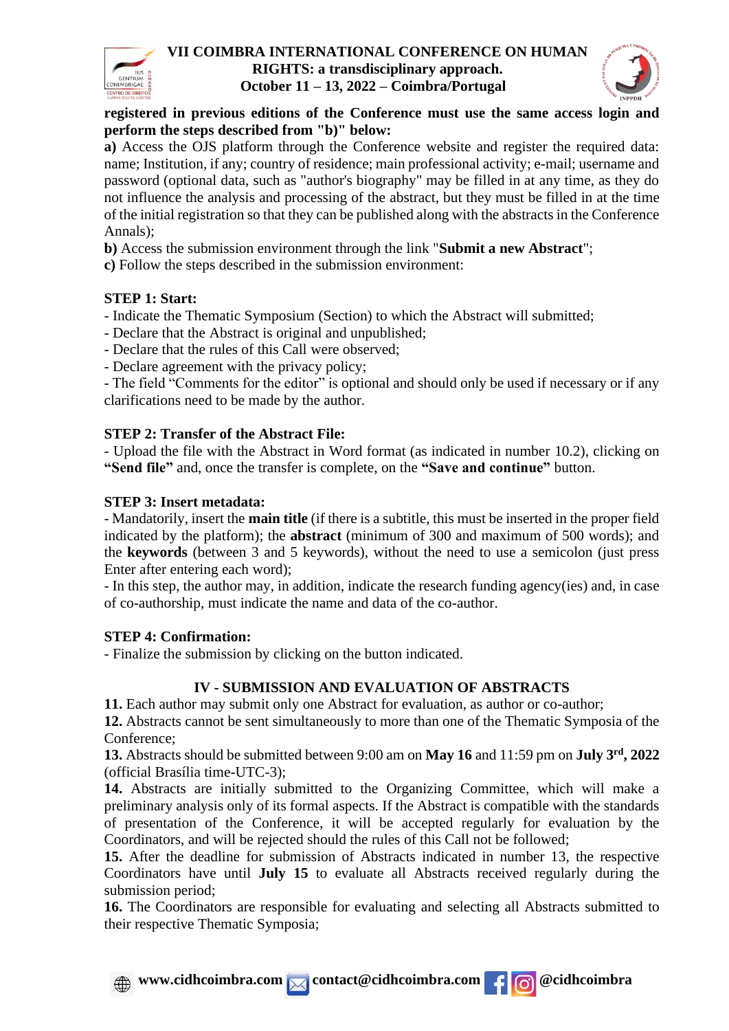**registered in previous editions of the Conference must use the same access login and perform the steps described from "b)" below:**

**a)** Access the OJS platform through the Conference website and register the required data: name; Institution, if any; country of residence; main professional activity; e-mail; username and password (optional data, such as "author's biography" may be filled in at any time, as they do not influence the analysis and processing of the abstract, but they must be filled in at the time of the initial registration so that they can be published along with the abstracts in the Conference Annals);

**b)** Access the submission environment through the link "**Submit a new Abstract**";

**c)** Follow the steps described in the submission environment:

**STEP 1: Start:**

- Indicate the Thematic Symposium (Section) to which the Abstract will submitted;
- Declare that the Abstract is original and unpublished;
- Declare that the rules of this Call were observed;
- Declare agreement with the privacy policy;
- The field "Comments for the editor" is optional and should only be used if necessary or if any clarifications need to be made by the author.

**STEP 2: Transfer of the Abstract File:**

- Upload the file with the Abstract in Word format (as indicated in number 10.2), clicking on **"Send file"** and, once the transfer is complete, on the **"Save and continue"** button.

**STEP 3: Insert metadata:**

- Mandatorily, insert the **main title** (if there is a subtitle, this must be inserted in the proper field indicated by the platform); the **abstract** (minimum of 300 and maximum of 500 words); and the **keywords** (between 3 and 5 keywords), without the need to use a semicolon (just press Enter after entering each word);
- In this step, the author may, in addition, indicate the research funding agency(ies) and, in case of co-authorship, must indicate the name and data of the co-author.

**STEP 4: Confirmation:**

- Finalize the submission by clicking on the button indicated.

## IV - SUBMISSION AND EVALUATION OF ABSTRACTS

**11.** Each author may submit only one Abstract for evaluation, as author or co-author;

**12.** Abstracts cannot be sent simultaneously to more than one of the Thematic Symposia of the Conference;

**13.** Abstracts should be submitted between 9:00 am on **May 16** and 11:59 pm on **July 3rd, 2022** (official Brasília time-UTC-3);

**14.** Abstracts are initially submitted to the Organizing Committee, which will make a preliminary analysis only of its formal aspects. If the Abstract is compatible with the standards of presentation of the Conference, it will be accepted regularly for evaluation by the Coordinators, and will be rejected should the rules of this Call not be followed;

**15.** After the deadline for submission of Abstracts indicated in number 13, the respective Coordinators have until **July 15** to evaluate all Abstracts received regularly during the submission period;

**16.** The Coordinators are responsible for evaluating and selecting all Abstracts submitted to their respective Thematic Symposia;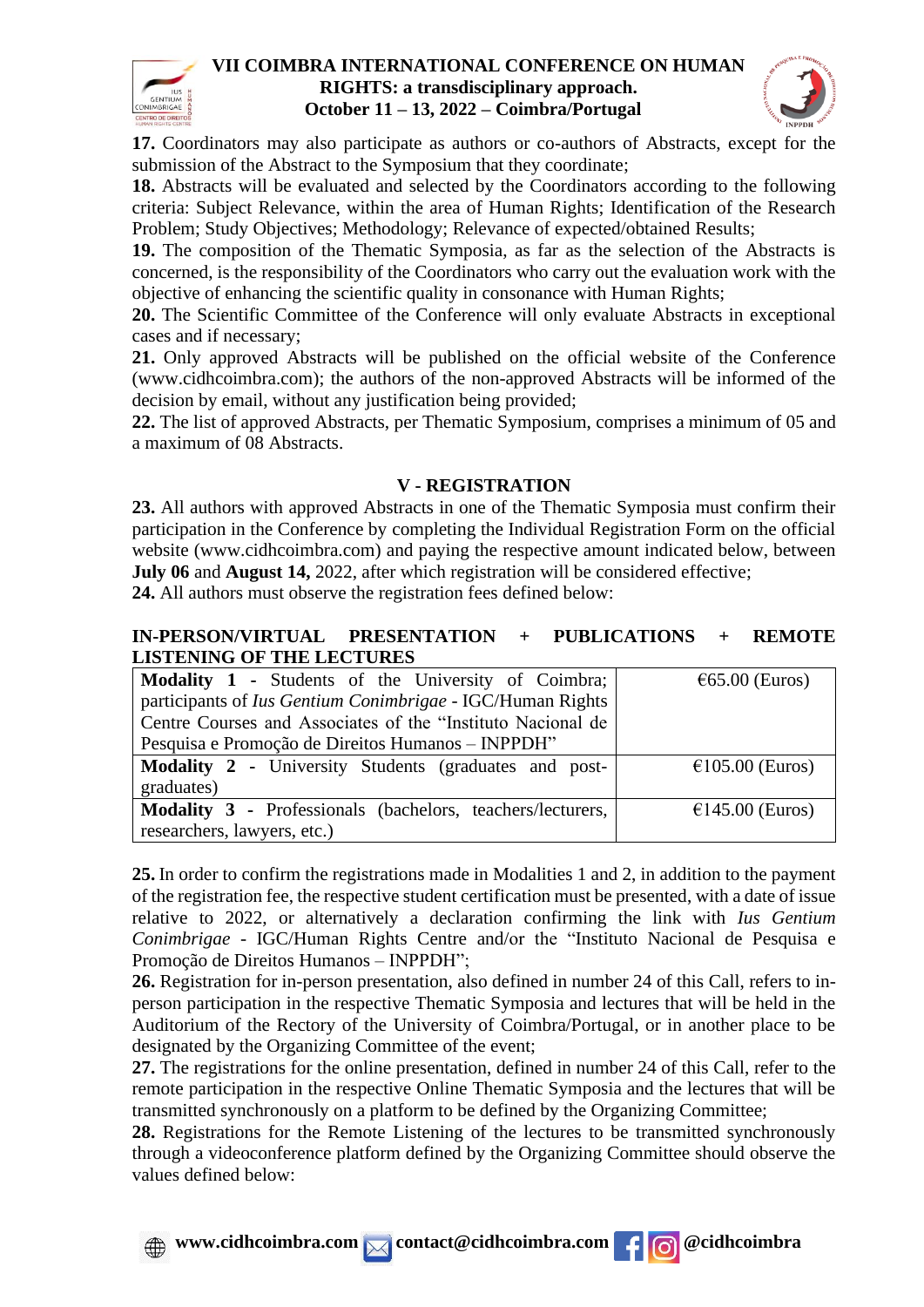**17.** Coordinators may also participate as authors or co-authors of Abstracts, except for the submission of the Abstract to the Symposium that they coordinate;

**18.** Abstracts will be evaluated and selected by the Coordinators according to the following criteria: Subject Relevance, within the area of Human Rights; Identification of the Research Problem; Study Objectives; Methodology; Relevance of expected/obtained Results;

**19.** The composition of the Thematic Symposia, as far as the selection of the Abstracts is concerned, is the responsibility of the Coordinators who carry out the evaluation work with the objective of enhancing the scientific quality in consonance with Human Rights;

**20.** The Scientific Committee of the Conference will only evaluate Abstracts in exceptional cases and if necessary;

**21.** Only approved Abstracts will be published on the official website of the Conference (www.cidhcoimbra.com); the authors of the non-approved Abstracts will be informed of the decision by email, without any justification being provided;

**22.** The list of approved Abstracts, per Thematic Symposium, comprises a minimum of 05 and a maximum of 08 Abstracts.

## V - REGISTRATION

**23.** All authors with approved Abstracts in one of the Thematic Symposia must confirm their participation in the Conference by completing the Individual Registration Form on the official website (www.cidhcoimbra.com) and paying the respective amount indicated below, between **July 06** and **August 14,** 2022, after which registration will be considered effective;

**24.** All authors must observe the registration fees defined below:

**IN-PERSON/VIRTUAL PRESENTATION + PUBLICATIONS + REMOTE LISTENING OF THE LECTURES**

| | |
|---|---|
| **Modality 1 -** Students of the University of Coimbra; participants of *Ius Gentium Conimbrigae* - IGC/Human Rights Centre Courses and Associates of the "Instituto Nacional de Pesquisa e Promoção de Direitos Humanos – INPPDH" | €65.00 (Euros) |
| **Modality 2 -** University Students (graduates and post-graduates) | €105.00 (Euros) |
| **Modality 3 -** Professionals (bachelors, teachers/lecturers, researchers, lawyers, etc.) | €145.00 (Euros) |

**25.** In order to confirm the registrations made in Modalities 1 and 2, in addition to the payment of the registration fee, the respective student certification must be presented, with a date of issue relative to 2022, or alternatively a declaration confirming the link with *Ius Gentium Conimbrigae* - IGC/Human Rights Centre and/or the "Instituto Nacional de Pesquisa e Promoção de Direitos Humanos – INPPDH";

**26.** Registration for in-person presentation, also defined in number 24 of this Call, refers to in-person participation in the respective Thematic Symposia and lectures that will be held in the Auditorium of the Rectory of the University of Coimbra/Portugal, or in another place to be designated by the Organizing Committee of the event;

**27.** The registrations for the online presentation, defined in number 24 of this Call, refer to the remote participation in the respective Online Thematic Symposia and the lectures that will be transmitted synchronously on a platform to be defined by the Organizing Committee;

**28.** Registrations for the Remote Listening of the lectures to be transmitted synchronously through a videoconference platform defined by the Organizing Committee should observe the values defined below: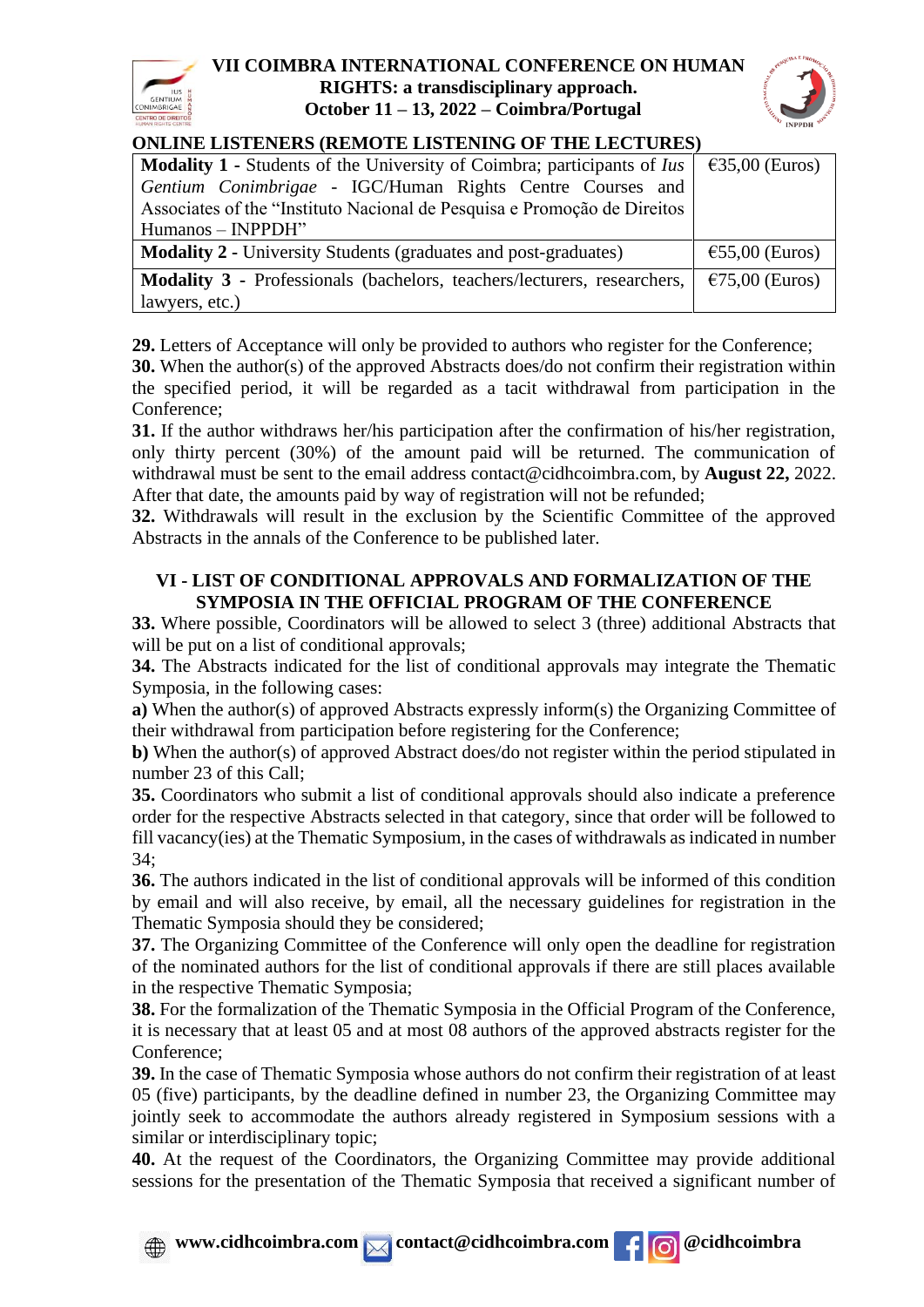**ONLINE LISTENERS (REMOTE LISTENING OF THE LECTURES)**

| | |
|---|---|
| **Modality 1** - Students of the University of Coimbra; participants of *Ius Gentium Conimbrigae* - IGC/Human Rights Centre Courses and Associates of the "Instituto Nacional de Pesquisa e Promoção de Direitos Humanos – INPPDH" | €35,00 (Euros) |
| **Modality 2** - University Students (graduates and post-graduates) | €55,00 (Euros) |
| **Modality 3** - Professionals (bachelors, teachers/lecturers, researchers, lawyers, etc.) | €75,00 (Euros) |

**29.** Letters of Acceptance will only be provided to authors who register for the Conference;

**30.** When the author(s) of the approved Abstracts does/do not confirm their registration within the specified period, it will be regarded as a tacit withdrawal from participation in the Conference;

**31.** If the author withdraws her/his participation after the confirmation of his/her registration, only thirty percent (30%) of the amount paid will be returned. The communication of withdrawal must be sent to the email address contact@cidhcoimbra.com, by **August 22,** 2022. After that date, the amounts paid by way of registration will not be refunded;

**32.** Withdrawals will result in the exclusion by the Scientific Committee of the approved Abstracts in the annals of the Conference to be published later.

## VI - LIST OF CONDITIONAL APPROVALS AND FORMALIZATION OF THE SYMPOSIA IN THE OFFICIAL PROGRAM OF THE CONFERENCE

**33.** Where possible, Coordinators will be allowed to select 3 (three) additional Abstracts that will be put on a list of conditional approvals;

**34.** The Abstracts indicated for the list of conditional approvals may integrate the Thematic Symposia, in the following cases:

**a)** When the author(s) of approved Abstracts expressly inform(s) the Organizing Committee of their withdrawal from participation before registering for the Conference;

**b)** When the author(s) of approved Abstract does/do not register within the period stipulated in number 23 of this Call;

**35.** Coordinators who submit a list of conditional approvals should also indicate a preference order for the respective Abstracts selected in that category, since that order will be followed to fill vacancy(ies) at the Thematic Symposium, in the cases of withdrawals as indicated in number 34;

**36.** The authors indicated in the list of conditional approvals will be informed of this condition by email and will also receive, by email, all the necessary guidelines for registration in the Thematic Symposia should they be considered;

**37.** The Organizing Committee of the Conference will only open the deadline for registration of the nominated authors for the list of conditional approvals if there are still places available in the respective Thematic Symposia;

**38.** For the formalization of the Thematic Symposia in the Official Program of the Conference, it is necessary that at least 05 and at most 08 authors of the approved abstracts register for the Conference;

**39.** In the case of Thematic Symposia whose authors do not confirm their registration of at least 05 (five) participants, by the deadline defined in number 23, the Organizing Committee may jointly seek to accommodate the authors already registered in Symposium sessions with a similar or interdisciplinary topic;

**40.** At the request of the Coordinators, the Organizing Committee may provide additional sessions for the presentation of the Thematic Symposia that received a significant number of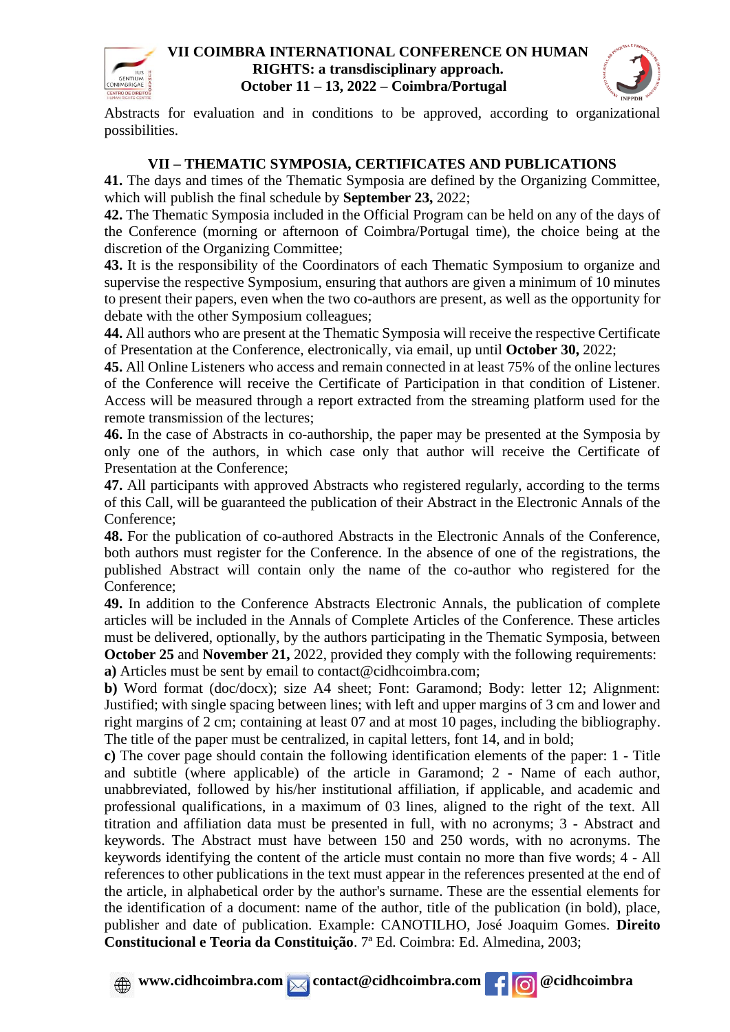Abstracts for evaluation and in conditions to be approved, according to organizational possibilities.

## VII – THEMATIC SYMPOSIA, CERTIFICATES AND PUBLICATIONS

**41.** The days and times of the Thematic Symposia are defined by the Organizing Committee, which will publish the final schedule by **September 23,** 2022;

**42.** The Thematic Symposia included in the Official Program can be held on any of the days of the Conference (morning or afternoon of Coimbra/Portugal time), the choice being at the discretion of the Organizing Committee;

**43.** It is the responsibility of the Coordinators of each Thematic Symposium to organize and supervise the respective Symposium, ensuring that authors are given a minimum of 10 minutes to present their papers, even when the two co-authors are present, as well as the opportunity for debate with the other Symposium colleagues;

**44.** All authors who are present at the Thematic Symposia will receive the respective Certificate of Presentation at the Conference, electronically, via email, up until **October 30,** 2022;

**45.** All Online Listeners who access and remain connected in at least 75% of the online lectures of the Conference will receive the Certificate of Participation in that condition of Listener. Access will be measured through a report extracted from the streaming platform used for the remote transmission of the lectures;

**46.** In the case of Abstracts in co-authorship, the paper may be presented at the Symposia by only one of the authors, in which case only that author will receive the Certificate of Presentation at the Conference;

**47.** All participants with approved Abstracts who registered regularly, according to the terms of this Call, will be guaranteed the publication of their Abstract in the Electronic Annals of the Conference;

**48.** For the publication of co-authored Abstracts in the Electronic Annals of the Conference, both authors must register for the Conference. In the absence of one of the registrations, the published Abstract will contain only the name of the co-author who registered for the Conference;

**49.** In addition to the Conference Abstracts Electronic Annals, the publication of complete articles will be included in the Annals of Complete Articles of the Conference. These articles must be delivered, optionally, by the authors participating in the Thematic Symposia, between **October 25** and **November 21,** 2022, provided they comply with the following requirements:

**a)** Articles must be sent by email to contact@cidhcoimbra.com;

**b)** Word format (doc/docx); size A4 sheet; Font: Garamond; Body: letter 12; Alignment: Justified; with single spacing between lines; with left and upper margins of 3 cm and lower and right margins of 2 cm; containing at least 07 and at most 10 pages, including the bibliography. The title of the paper must be centralized, in capital letters, font 14, and in bold;

**c)** The cover page should contain the following identification elements of the paper: 1 - Title and subtitle (where applicable) of the article in Garamond; 2 - Name of each author, unabbreviated, followed by his/her institutional affiliation, if applicable, and academic and professional qualifications, in a maximum of 03 lines, aligned to the right of the text. All titration and affiliation data must be presented in full, with no acronyms; 3 - Abstract and keywords. The Abstract must have between 150 and 250 words, with no acronyms. The keywords identifying the content of the article must contain no more than five words; 4 - All references to other publications in the text must appear in the references presented at the end of the article, in alphabetical order by the author's surname. These are the essential elements for the identification of a document: name of the author, title of the publication (in bold), place, publisher and date of publication. Example: CANOTILHO, José Joaquim Gomes. **Direito Constitucional e Teoria da Constituição**. 7ª Ed. Coimbra: Ed. Almedina, 2003;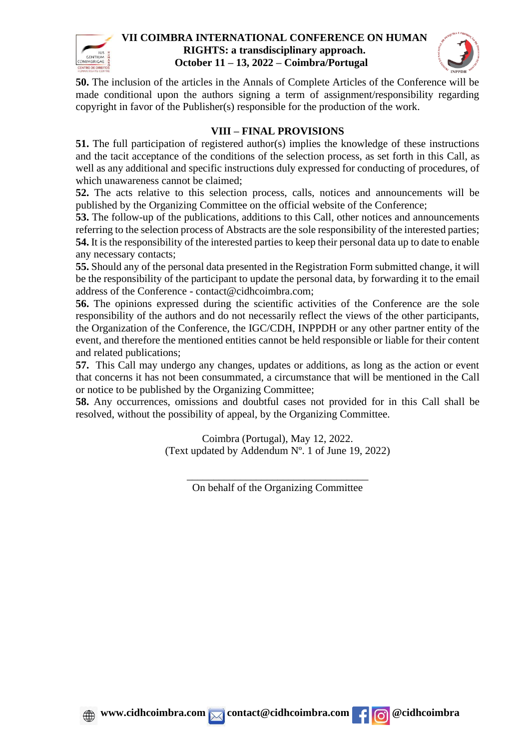**50.** The inclusion of the articles in the Annals of Complete Articles of the Conference will be made conditional upon the authors signing a term of assignment/responsibility regarding copyright in favor of the Publisher(s) responsible for the production of the work.

## VIII – FINAL PROVISIONS

**51.** The full participation of registered author(s) implies the knowledge of these instructions and the tacit acceptance of the conditions of the selection process, as set forth in this Call, as well as any additional and specific instructions duly expressed for conducting of procedures, of which unawareness cannot be claimed;

**52.** The acts relative to this selection process, calls, notices and announcements will be published by the Organizing Committee on the official website of the Conference;

**53.** The follow-up of the publications, additions to this Call, other notices and announcements referring to the selection process of Abstracts are the sole responsibility of the interested parties;

**54.** It is the responsibility of the interested parties to keep their personal data up to date to enable any necessary contacts;

**55.** Should any of the personal data presented in the Registration Form submitted change, it will be the responsibility of the participant to update the personal data, by forwarding it to the email address of the Conference - contact@cidhcoimbra.com;

**56.** The opinions expressed during the scientific activities of the Conference are the sole responsibility of the authors and do not necessarily reflect the views of the other participants, the Organization of the Conference, the IGC/CDH, INPPDH or any other partner entity of the event, and therefore the mentioned entities cannot be held responsible or liable for their content and related publications;

**57.** This Call may undergo any changes, updates or additions, as long as the action or event that concerns it has not been consummated, a circumstance that will be mentioned in the Call or notice to be published by the Organizing Committee;

**58.** Any occurrences, omissions and doubtful cases not provided for in this Call shall be resolved, without the possibility of appeal, by the Organizing Committee.

Coimbra (Portugal), May 12, 2022.
(Text updated by Addendum Nº. 1 of June 19, 2022)

___________________________________

On behalf of the Organizing Committee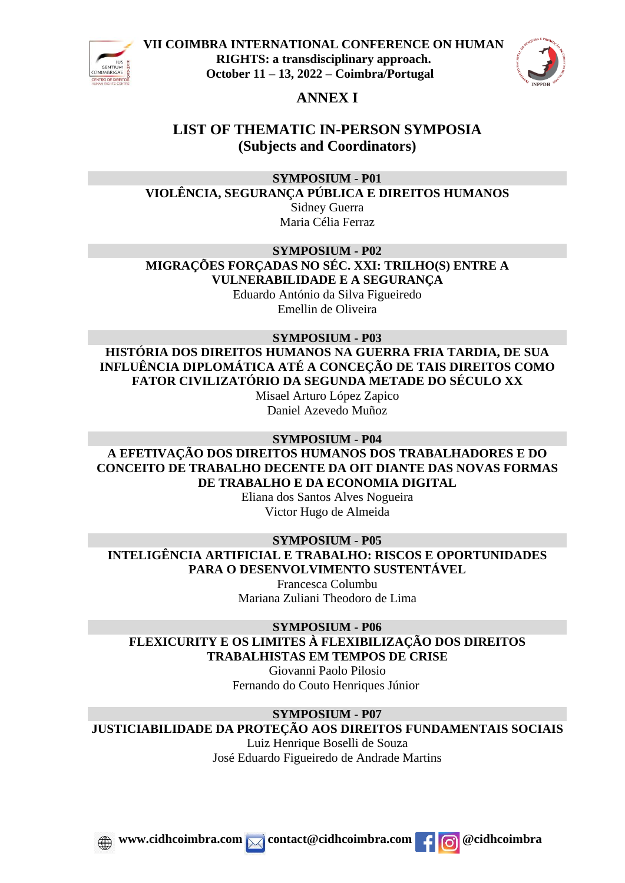# ANNEX I

## LIST OF THEMATIC IN-PERSON SYMPOSIA (Subjects and Coordinators)

### SYMPOSIUM - P01

**VIOLÊNCIA, SEGURANÇA PÚBLICA E DIREITOS HUMANOS**

Sidney Guerra
Maria Célia Ferraz

### SYMPOSIUM - P02

**MIGRAÇÕES FORÇADAS NO SÉC. XXI: TRILHO(S) ENTRE A VULNERABILIDADE E A SEGURANÇA**

Eduardo António da Silva Figueiredo
Emellin de Oliveira

### SYMPOSIUM - P03

**HISTÓRIA DOS DIREITOS HUMANOS NA GUERRA FRIA TARDIA, DE SUA INFLUÊNCIA DIPLOMÁTICA ATÉ A CONCEÇÃO DE TAIS DIREITOS COMO FATOR CIVILIZATÓRIO DA SEGUNDA METADE DO SÉCULO XX**

Misael Arturo López Zapico
Daniel Azevedo Muñoz

### SYMPOSIUM - P04

**A EFETIVAÇÃO DOS DIREITOS HUMANOS DOS TRABALHADORES E DO CONCEITO DE TRABALHO DECENTE DA OIT DIANTE DAS NOVAS FORMAS DE TRABALHO E DA ECONOMIA DIGITAL**

Eliana dos Santos Alves Nogueira
Victor Hugo de Almeida

### SYMPOSIUM - P05

**INTELIGÊNCIA ARTIFICIAL E TRABALHO: RISCOS E OPORTUNIDADES PARA O DESENVOLVIMENTO SUSTENTÁVEL**

Francesca Columbu
Mariana Zuliani Theodoro de Lima

### SYMPOSIUM - P06

**FLEXICURITY E OS LIMITES À FLEXIBILIZAÇÃO DOS DIREITOS TRABALHISTAS EM TEMPOS DE CRISE**

Giovanni Paolo Pilosio
Fernando do Couto Henriques Júnior

### SYMPOSIUM - P07

**JUSTICIABILIDADE DA PROTEÇÃO AOS DIREITOS FUNDAMENTAIS SOCIAIS**

Luiz Henrique Boselli de Souza
José Eduardo Figueiredo de Andrade Martins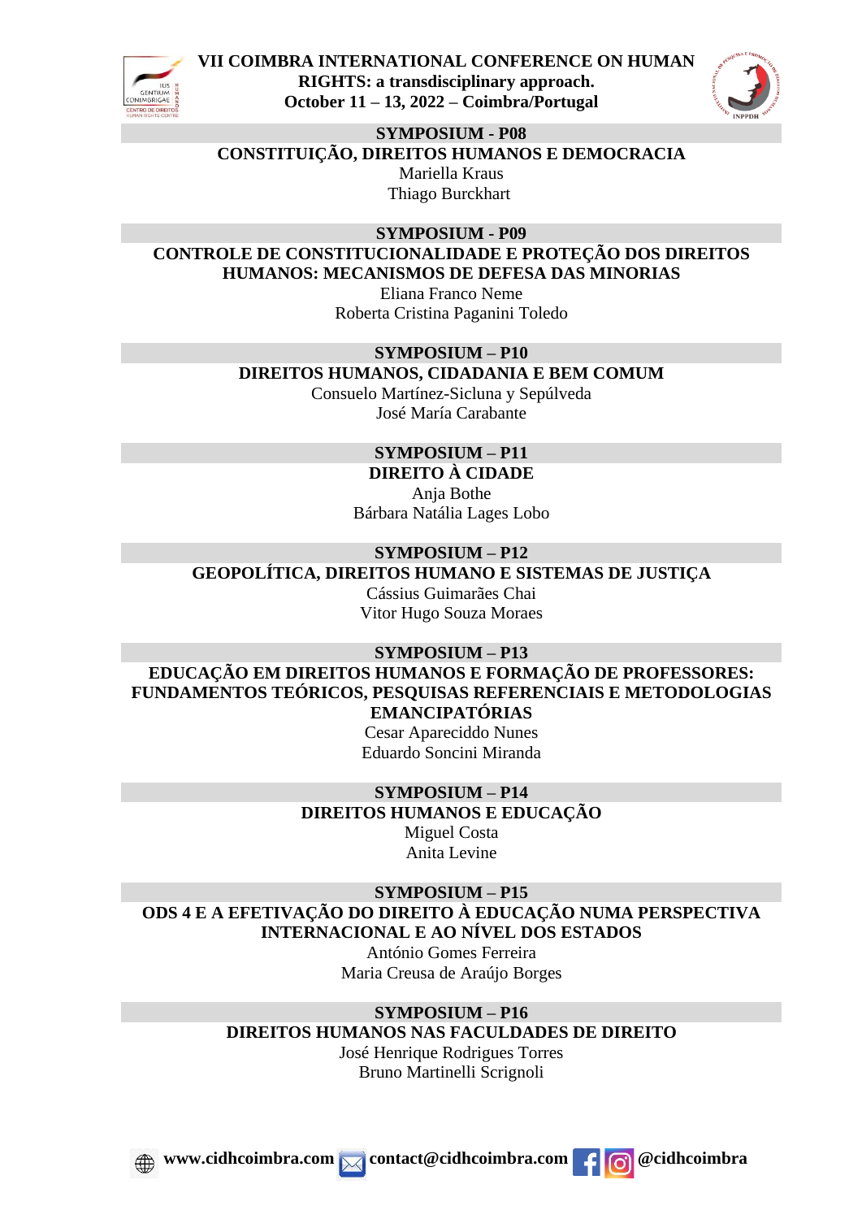## SYMPOSIUM - P08

**CONSTITUIÇÃO, DIREITOS HUMANOS E DEMOCRACIA**

Mariella Kraus
Thiago Burckhart

## SYMPOSIUM - P09

**CONTROLE DE CONSTITUCIONALIDADE E PROTEÇÃO DOS DIREITOS HUMANOS: MECANISMOS DE DEFESA DAS MINORIAS**

Eliana Franco Neme
Roberta Cristina Paganini Toledo

## SYMPOSIUM – P10

**DIREITOS HUMANOS, CIDADANIA E BEM COMUM**

Consuelo Martínez-Sicluna y Sepúlveda
José María Carabante

## SYMPOSIUM – P11

**DIREITO À CIDADE**

Anja Bothe
Bárbara Natália Lages Lobo

## SYMPOSIUM – P12

**GEOPOLÍTICA, DIREITOS HUMANO E SISTEMAS DE JUSTIÇA**

Cássius Guimarães Chai
Vitor Hugo Souza Moraes

## SYMPOSIUM – P13

**EDUCAÇÃO EM DIREITOS HUMANOS E FORMAÇÃO DE PROFESSORES: FUNDAMENTOS TEÓRICOS, PESQUISAS REFERENCIAIS E METODOLOGIAS EMANCIPATÓRIAS**

Cesar Apareciddo Nunes
Eduardo Soncini Miranda

## SYMPOSIUM – P14

**DIREITOS HUMANOS E EDUCAÇÃO**

Miguel Costa
Anita Levine

## SYMPOSIUM – P15

**ODS 4 E A EFETIVAÇÃO DO DIREITO À EDUCAÇÃO NUMA PERSPECTIVA INTERNACIONAL E AO NÍVEL DOS ESTADOS**

António Gomes Ferreira
Maria Creusa de Araújo Borges

## SYMPOSIUM – P16

**DIREITOS HUMANOS NAS FACULDADES DE DIREITO**

José Henrique Rodrigues Torres
Bruno Martinelli Scrignoli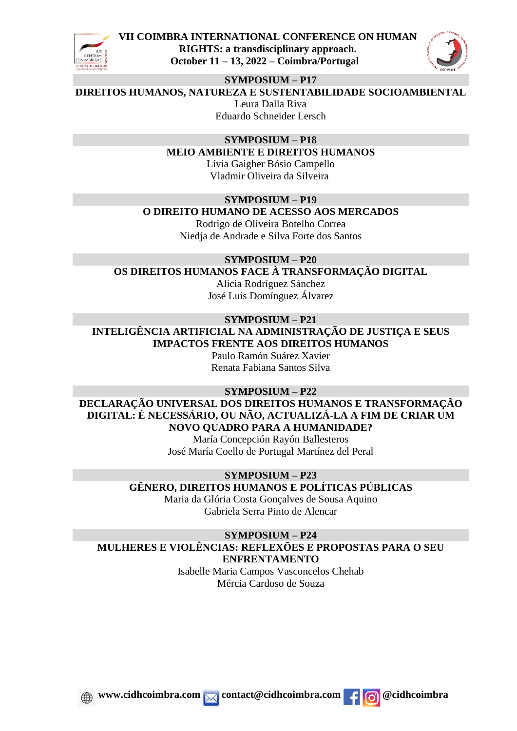## SYMPOSIUM – P17

**DIREITOS HUMANOS, NATUREZA E SUSTENTABILIDADE SOCIOAMBIENTAL**

Leura Dalla Riva
Eduardo Schneider Lersch

## SYMPOSIUM – P18

**MEIO AMBIENTE E DIREITOS HUMANOS**

Lívia Gaigher Bósio Campello
Vladmir Oliveira da Silveira

## SYMPOSIUM – P19

**O DIREITO HUMANO DE ACESSO AOS MERCADOS**

Rodrigo de Oliveira Botelho Correa
Niedja de Andrade e Silva Forte dos Santos

## SYMPOSIUM – P20

**OS DIREITOS HUMANOS FACE À TRANSFORMAÇÃO DIGITAL**

Alicia Rodríguez Sánchez
José Luis Domínguez Álvarez

## SYMPOSIUM – P21

**INTELIGÊNCIA ARTIFICIAL NA ADMINISTRAÇÃO DE JUSTIÇA E SEUS IMPACTOS FRENTE AOS DIREITOS HUMANOS**

Paulo Ramón Suárez Xavier
Renata Fabiana Santos Silva

## SYMPOSIUM – P22

**DECLARAÇÃO UNIVERSAL DOS DIREITOS HUMANOS E TRANSFORMAÇÃO DIGITAL: É NECESSÁRIO, OU NÃO, ACTUALIZÁ-LA A FIM DE CRIAR UM NOVO QUADRO PARA A HUMANIDADE?**

María Concepción Rayón Ballesteros
José María Coello de Portugal Martínez del Peral

## SYMPOSIUM – P23

**GÊNERO, DIREITOS HUMANOS E POLÍTICAS PÚBLICAS**

Maria da Glória Costa Gonçalves de Sousa Aquino
Gabriela Serra Pinto de Alencar

## SYMPOSIUM – P24

**MULHERES E VIOLÊNCIAS: REFLEXÕES E PROPOSTAS PARA O SEU ENFRENTAMENTO**

Isabelle Maria Campos Vasconcelos Chehab
Mércia Cardoso de Souza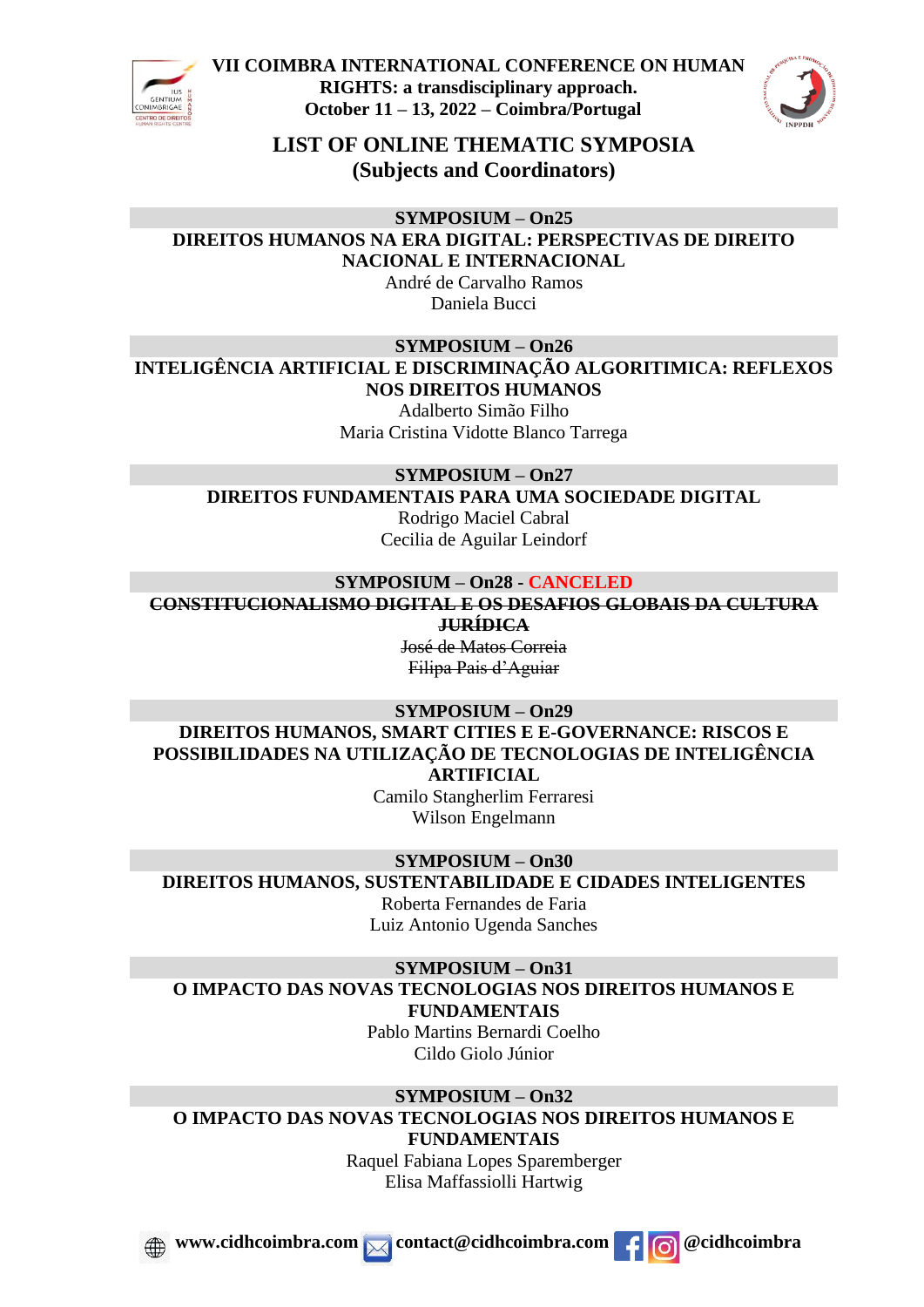# LIST OF ONLINE THEMATIC SYMPOSIA
## (Subjects and Coordinators)

**SYMPOSIUM – On25**

**DIREITOS HUMANOS NA ERA DIGITAL: PERSPECTIVAS DE DIREITO NACIONAL E INTERNACIONAL**

André de Carvalho Ramos
Daniela Bucci

**SYMPOSIUM – On26**

**INTELIGÊNCIA ARTIFICIAL E DISCRIMINAÇÃO ALGORITIMICA: REFLEXOS NOS DIREITOS HUMANOS**

Adalberto Simão Filho
Maria Cristina Vidotte Blanco Tarrega

**SYMPOSIUM – On27**

**DIREITOS FUNDAMENTAIS PARA UMA SOCIEDADE DIGITAL**

Rodrigo Maciel Cabral
Cecilia de Aguilar Leindorf

**SYMPOSIUM – On28 - CANCELED**

~~**CONSTITUCIONALISMO DIGITAL E OS DESAFIOS GLOBAIS DA CULTURA JURÍDICA**~~

~~José de Matos Correia~~
~~Filipa Pais d'Aguiar~~

**SYMPOSIUM – On29**

**DIREITOS HUMANOS, SMART CITIES E E-GOVERNANCE: RISCOS E POSSIBILIDADES NA UTILIZAÇÃO DE TECNOLOGIAS DE INTELIGÊNCIA ARTIFICIAL**

Camilo Stangherlim Ferraresi
Wilson Engelmann

**SYMPOSIUM – On30**

**DIREITOS HUMANOS, SUSTENTABILIDADE E CIDADES INTELIGENTES**

Roberta Fernandes de Faria
Luiz Antonio Ugenda Sanches

**SYMPOSIUM – On31**

**O IMPACTO DAS NOVAS TECNOLOGIAS NOS DIREITOS HUMANOS E FUNDAMENTAIS**

Pablo Martins Bernardi Coelho
Cildo Giolo Júnior

**SYMPOSIUM – On32**

**O IMPACTO DAS NOVAS TECNOLOGIAS NOS DIREITOS HUMANOS E FUNDAMENTAIS**

Raquel Fabiana Lopes Sparemberger
Elisa Maffassiolli Hartwig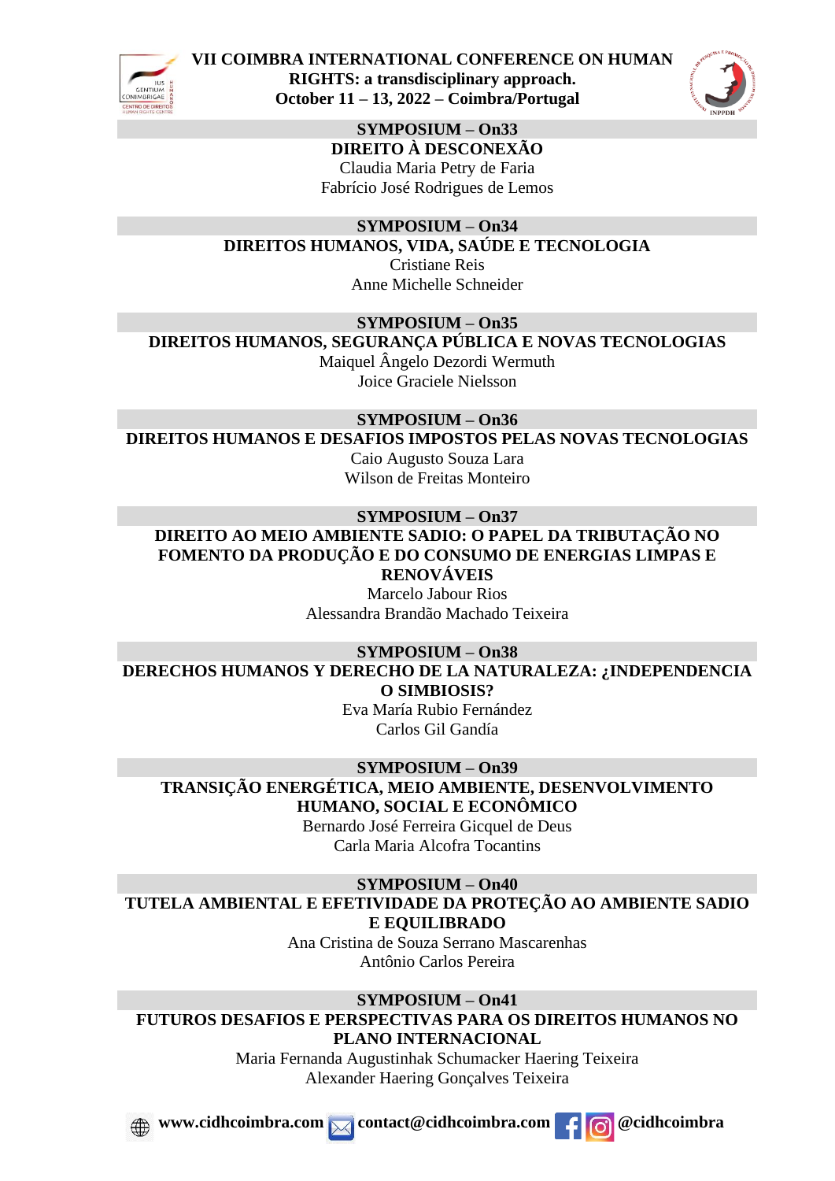## SYMPOSIUM – On33

**DIREITO À DESCONEXÃO**

Claudia Maria Petry de Faria
Fabrício José Rodrigues de Lemos

## SYMPOSIUM – On34

**DIREITOS HUMANOS, VIDA, SAÚDE E TECNOLOGIA**

Cristiane Reis
Anne Michelle Schneider

## SYMPOSIUM – On35

**DIREITOS HUMANOS, SEGURANÇA PÚBLICA E NOVAS TECNOLOGIAS**

Maiquel Ângelo Dezordi Wermuth
Joice Graciele Nielsson

## SYMPOSIUM – On36

**DIREITOS HUMANOS E DESAFIOS IMPOSTOS PELAS NOVAS TECNOLOGIAS**

Caio Augusto Souza Lara
Wilson de Freitas Monteiro

## SYMPOSIUM – On37

**DIREITO AO MEIO AMBIENTE SADIO: O PAPEL DA TRIBUTAÇÃO NO FOMENTO DA PRODUÇÃO E DO CONSUMO DE ENERGIAS LIMPAS E RENOVÁVEIS**

Marcelo Jabour Rios
Alessandra Brandão Machado Teixeira

## SYMPOSIUM – On38

**DERECHOS HUMANOS Y DERECHO DE LA NATURALEZA: ¿INDEPENDENCIA O SIMBIOSIS?**

Eva María Rubio Fernández
Carlos Gil Gandía

## SYMPOSIUM – On39

**TRANSIÇÃO ENERGÉTICA, MEIO AMBIENTE, DESENVOLVIMENTO HUMANO, SOCIAL E ECONÔMICO**

Bernardo José Ferreira Gicquel de Deus
Carla Maria Alcofra Tocantins

## SYMPOSIUM – On40

**TUTELA AMBIENTAL E EFETIVIDADE DA PROTEÇÃO AO AMBIENTE SADIO E EQUILIBRADO**

Ana Cristina de Souza Serrano Mascarenhas
Antônio Carlos Pereira

## SYMPOSIUM – On41

**FUTUROS DESAFIOS E PERSPECTIVAS PARA OS DIREITOS HUMANOS NO PLANO INTERNACIONAL**

Maria Fernanda Augustinhak Schumacker Haering Teixeira
Alexander Haering Gonçalves Teixeira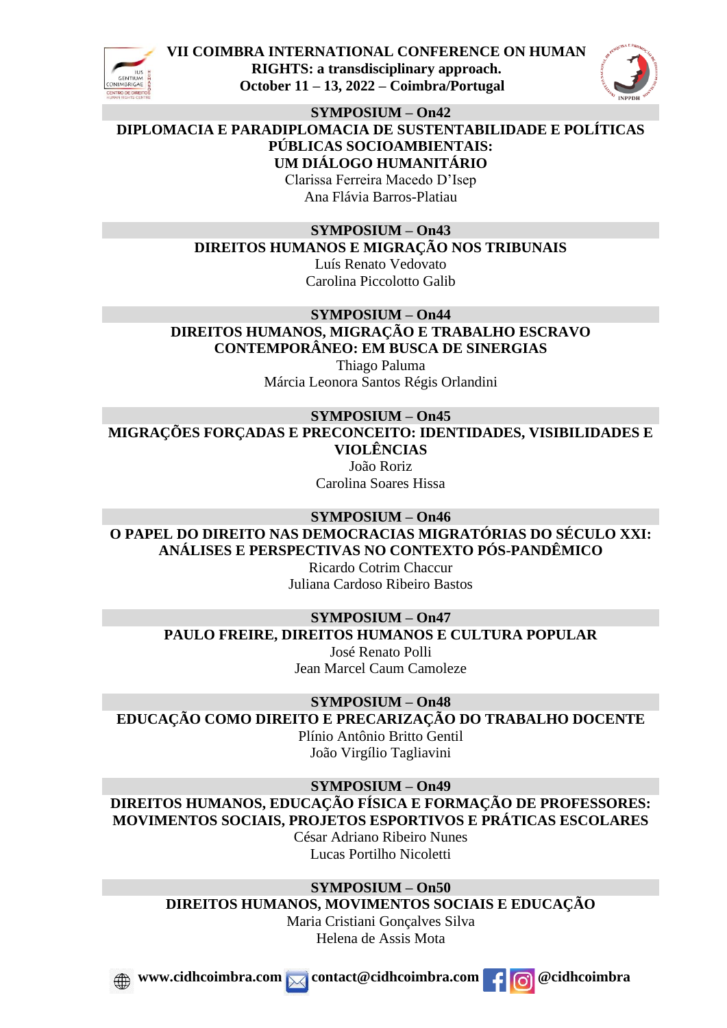## SYMPOSIUM – On42

**DIPLOMACIA E PARADIPLOMACIA DE SUSTENTABILIDADE E POLÍTICAS PÚBLICAS SOCIOAMBIENTAIS: UM DIÁLOGO HUMANITÁRIO**

Clarissa Ferreira Macedo D'Isep
Ana Flávia Barros-Platiau

## SYMPOSIUM – On43

**DIREITOS HUMANOS E MIGRAÇÃO NOS TRIBUNAIS**

Luís Renato Vedovato
Carolina Piccolotto Galib

## SYMPOSIUM – On44

**DIREITOS HUMANOS, MIGRAÇÃO E TRABALHO ESCRAVO CONTEMPORÂNEO: EM BUSCA DE SINERGIAS**

Thiago Paluma
Márcia Leonora Santos Régis Orlandini

## SYMPOSIUM – On45

**MIGRAÇÕES FORÇADAS E PRECONCEITO: IDENTIDADES, VISIBILIDADES E VIOLÊNCIAS**

João Roriz
Carolina Soares Hissa

## SYMPOSIUM – On46

**O PAPEL DO DIREITO NAS DEMOCRACIAS MIGRATÓRIAS DO SÉCULO XXI: ANÁLISES E PERSPECTIVAS NO CONTEXTO PÓS-PANDÊMICO**

Ricardo Cotrim Chaccur
Juliana Cardoso Ribeiro Bastos

## SYMPOSIUM – On47

**PAULO FREIRE, DIREITOS HUMANOS E CULTURA POPULAR**

José Renato Polli
Jean Marcel Caum Camoleze

## SYMPOSIUM – On48

**EDUCAÇÃO COMO DIREITO E PRECARIZAÇÃO DO TRABALHO DOCENTE**

Plínio Antônio Britto Gentil
João Virgílio Tagliavini

## SYMPOSIUM – On49

**DIREITOS HUMANOS, EDUCAÇÃO FÍSICA E FORMAÇÃO DE PROFESSORES: MOVIMENTOS SOCIAIS, PROJETOS ESPORTIVOS E PRÁTICAS ESCOLARES**

César Adriano Ribeiro Nunes
Lucas Portilho Nicoletti

## SYMPOSIUM – On50

**DIREITOS HUMANOS, MOVIMENTOS SOCIAIS E EDUCAÇÃO**

Maria Cristiani Gonçalves Silva
Helena de Assis Mota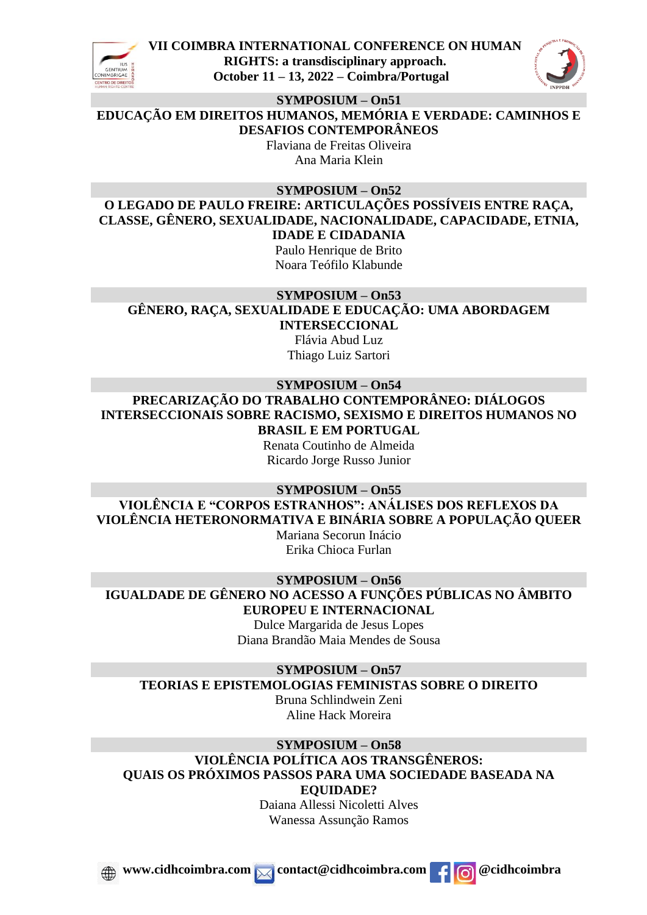## SYMPOSIUM – On51

### EDUCAÇÃO EM DIREITOS HUMANOS, MEMÓRIA E VERDADE: CAMINHOS E DESAFIOS CONTEMPORÂNEOS

Flaviana de Freitas Oliveira
Ana Maria Klein

## SYMPOSIUM – On52

### O LEGADO DE PAULO FREIRE: ARTICULAÇÕES POSSÍVEIS ENTRE RAÇA, CLASSE, GÊNERO, SEXUALIDADE, NACIONALIDADE, CAPACIDADE, ETNIA, IDADE E CIDADANIA

Paulo Henrique de Brito
Noara Teófilo Klabunde

## SYMPOSIUM – On53

### GÊNERO, RAÇA, SEXUALIDADE E EDUCAÇÃO: UMA ABORDAGEM INTERSECCIONAL

Flávia Abud Luz
Thiago Luiz Sartori

## SYMPOSIUM – On54

### PRECARIZAÇÃO DO TRABALHO CONTEMPORÂNEO: DIÁLOGOS INTERSECCIONAIS SOBRE RACISMO, SEXISMO E DIREITOS HUMANOS NO BRASIL E EM PORTUGAL

Renata Coutinho de Almeida
Ricardo Jorge Russo Junior

## SYMPOSIUM – On55

### VIOLÊNCIA E "CORPOS ESTRANHOS": ANÁLISES DOS REFLEXOS DA VIOLÊNCIA HETERONORMATIVA E BINÁRIA SOBRE A POPULAÇÃO QUEER

Mariana Secorun Inácio
Erika Chioca Furlan

## SYMPOSIUM – On56

### IGUALDADE DE GÊNERO NO ACESSO A FUNÇÕES PÚBLICAS NO ÂMBITO EUROPEU E INTERNACIONAL

Dulce Margarida de Jesus Lopes
Diana Brandão Maia Mendes de Sousa

## SYMPOSIUM – On57

### TEORIAS E EPISTEMOLOGIAS FEMINISTAS SOBRE O DIREITO

Bruna Schlindwein Zeni
Aline Hack Moreira

## SYMPOSIUM – On58

### VIOLÊNCIA POLÍTICA AOS TRANSGÊNEROS: QUAIS OS PRÓXIMOS PASSOS PARA UMA SOCIEDADE BASEADA NA EQUIDADE?

Daiana Allessi Nicoletti Alves
Wanessa Assunção Ramos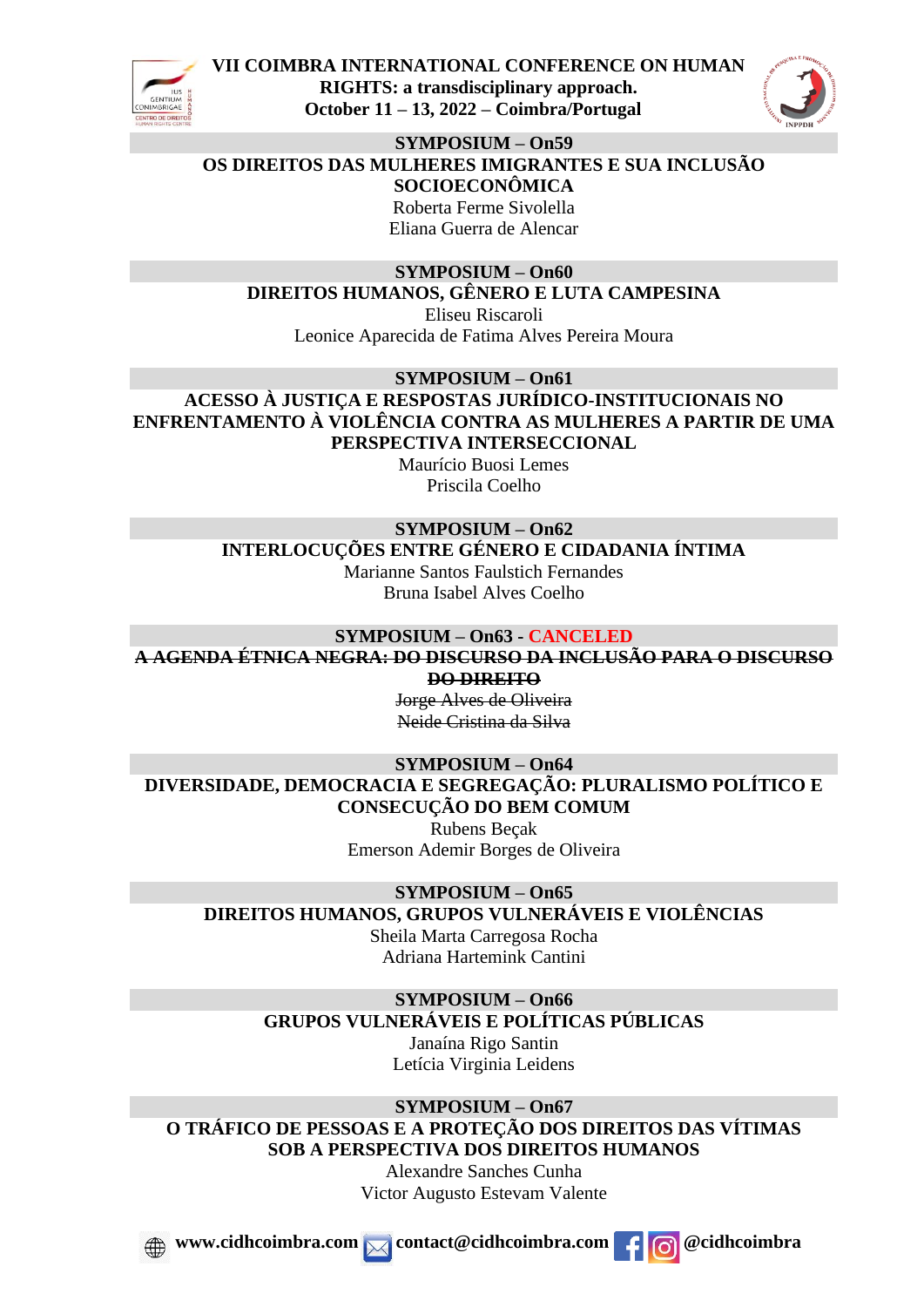### SYMPOSIUM – On59

**OS DIREITOS DAS MULHERES IMIGRANTES E SUA INCLUSÃO SOCIOECONÔMICA**

Roberta Ferme Sivolella
Eliana Guerra de Alencar

### SYMPOSIUM – On60

**DIREITOS HUMANOS, GÊNERO E LUTA CAMPESINA**

Eliseu Riscaroli
Leonice Aparecida de Fatima Alves Pereira Moura

### SYMPOSIUM – On61

**ACESSO À JUSTIÇA E RESPOSTAS JURÍDICO-INSTITUCIONAIS NO ENFRENTAMENTO À VIOLÊNCIA CONTRA AS MULHERES A PARTIR DE UMA PERSPECTIVA INTERSECCIONAL**

Maurício Buosi Lemes
Priscila Coelho

### SYMPOSIUM – On62

**INTERLOCUÇÕES ENTRE GÊNERO E CIDADANIA ÍNTIMA**

Marianne Santos Faulstich Fernandes
Bruna Isabel Alves Coelho

### SYMPOSIUM – On63 - CANCELED

~~**A AGENDA ÉTNICA NEGRA: DO DISCURSO DA INCLUSÃO PARA O DISCURSO DO DIREITO**~~

~~Jorge Alves de Oliveira~~
~~Neide Cristina da Silva~~

### SYMPOSIUM – On64

**DIVERSIDADE, DEMOCRACIA E SEGREGAÇÃO: PLURALISMO POLÍTICO E CONSECUÇÃO DO BEM COMUM**

Rubens Beçak
Emerson Ademir Borges de Oliveira

### SYMPOSIUM – On65

**DIREITOS HUMANOS, GRUPOS VULNERÁVEIS E VIOLÊNCIAS**

Sheila Marta Carregosa Rocha
Adriana Hartemink Cantini

### SYMPOSIUM – On66

**GRUPOS VULNERÁVEIS E POLÍTICAS PÚBLICAS**

Janaína Rigo Santin
Letícia Virginia Leidens

### SYMPOSIUM – On67

**O TRÁFICO DE PESSOAS E A PROTEÇÃO DOS DIREITOS DAS VÍTIMAS SOB A PERSPECTIVA DOS DIREITOS HUMANOS**

Alexandre Sanches Cunha
Victor Augusto Estevam Valente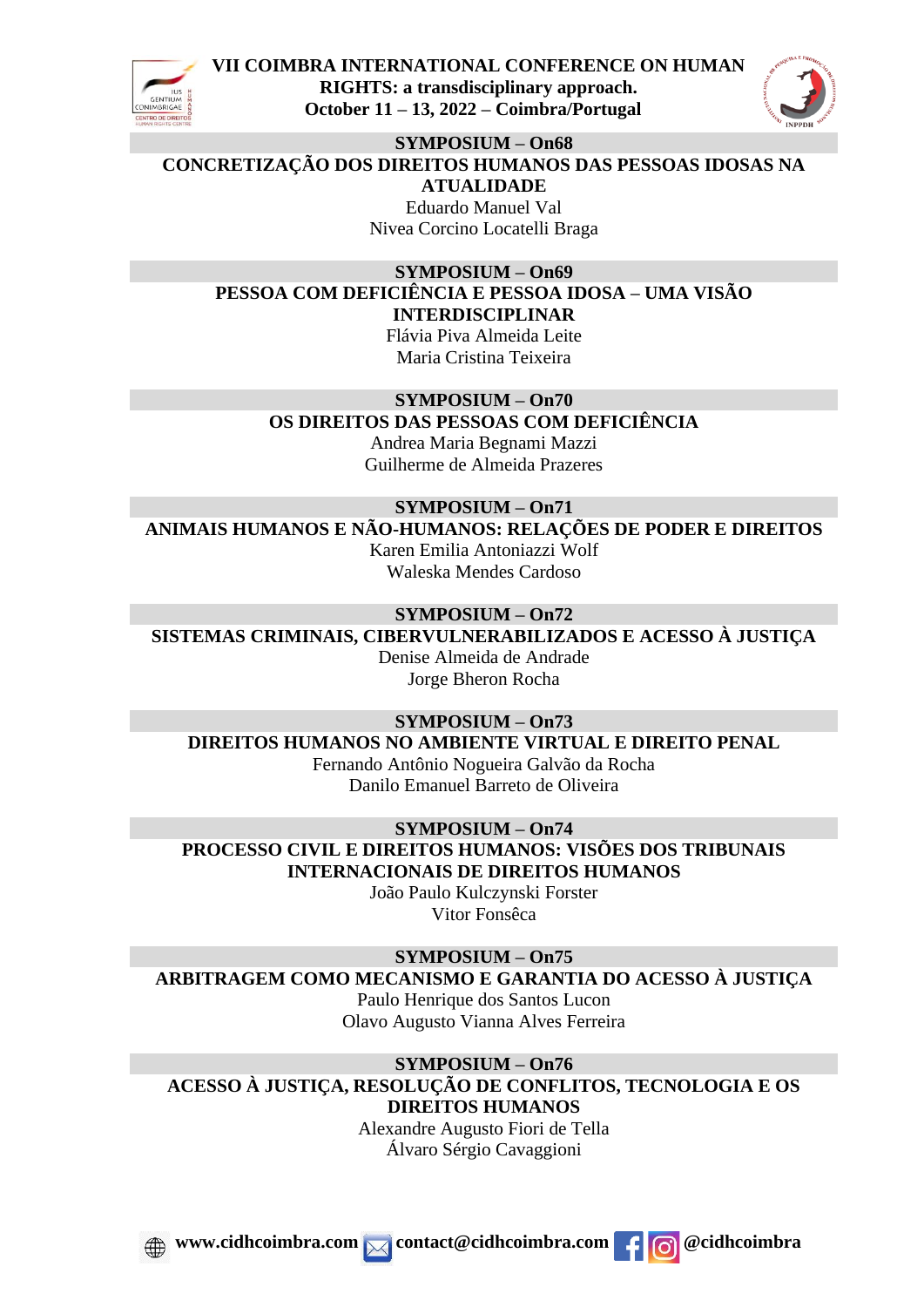## SYMPOSIUM – On68

**CONCRETIZAÇÃO DOS DIREITOS HUMANOS DAS PESSOAS IDOSAS NA ATUALIDADE**

Eduardo Manuel Val
Nivea Corcino Locatelli Braga

## SYMPOSIUM – On69

**PESSOA COM DEFICIÊNCIA E PESSOA IDOSA – UMA VISÃO INTERDISCIPLINAR**

Flávia Piva Almeida Leite
Maria Cristina Teixeira

## SYMPOSIUM – On70

**OS DIREITOS DAS PESSOAS COM DEFICIÊNCIA**

Andrea Maria Begnami Mazzi
Guilherme de Almeida Prazeres

## SYMPOSIUM – On71

**ANIMAIS HUMANOS E NÃO-HUMANOS: RELAÇÕES DE PODER E DIREITOS**

Karen Emilia Antoniazzi Wolf
Waleska Mendes Cardoso

## SYMPOSIUM – On72

**SISTEMAS CRIMINAIS, CIBERVULNERABILIZADOS E ACESSO À JUSTIÇA**

Denise Almeida de Andrade
Jorge Bheron Rocha

## SYMPOSIUM – On73

**DIREITOS HUMANOS NO AMBIENTE VIRTUAL E DIREITO PENAL**

Fernando Antônio Nogueira Galvão da Rocha
Danilo Emanuel Barreto de Oliveira

## SYMPOSIUM – On74

**PROCESSO CIVIL E DIREITOS HUMANOS: VISÕES DOS TRIBUNAIS INTERNACIONAIS DE DIREITOS HUMANOS**

João Paulo Kulczynski Forster
Vitor Fonsêca

## SYMPOSIUM – On75

**ARBITRAGEM COMO MECANISMO E GARANTIA DO ACESSO À JUSTIÇA**

Paulo Henrique dos Santos Lucon
Olavo Augusto Vianna Alves Ferreira

## SYMPOSIUM – On76

**ACESSO À JUSTIÇA, RESOLUÇÃO DE CONFLITOS, TECNOLOGIA E OS DIREITOS HUMANOS**

Alexandre Augusto Fiori de Tella
Álvaro Sérgio Cavaggioni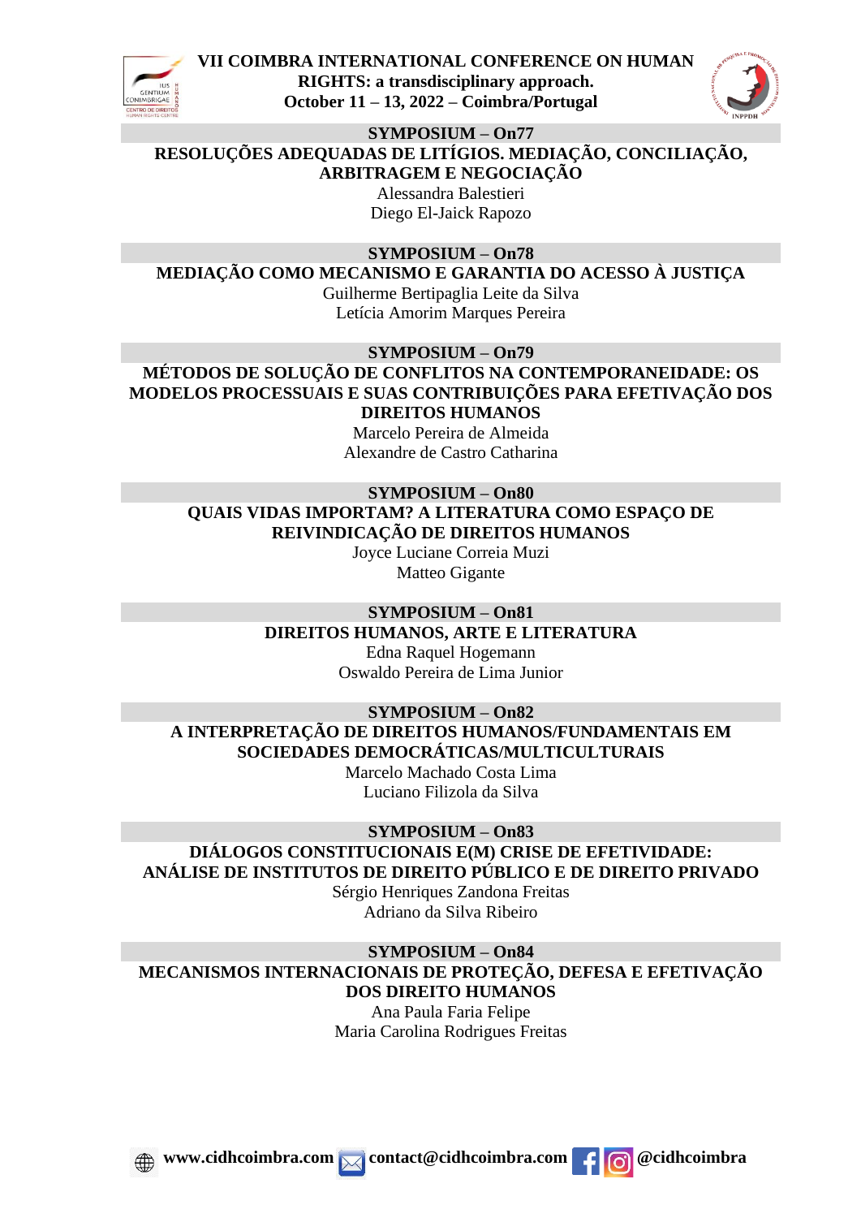## SYMPOSIUM – On77

**RESOLUÇÕES ADEQUADAS DE LITÍGIOS. MEDIAÇÃO, CONCILIAÇÃO, ARBITRAGEM E NEGOCIAÇÃO**

Alessandra Balestieri
Diego El-Jaick Rapozo

## SYMPOSIUM – On78

**MEDIAÇÃO COMO MECANISMO E GARANTIA DO ACESSO À JUSTIÇA**

Guilherme Bertipaglia Leite da Silva
Letícia Amorim Marques Pereira

## SYMPOSIUM – On79

**MÉTODOS DE SOLUÇÃO DE CONFLITOS NA CONTEMPORANEIDADE: OS MODELOS PROCESSUAIS E SUAS CONTRIBUIÇÕES PARA EFETIVAÇÃO DOS DIREITOS HUMANOS**

Marcelo Pereira de Almeida
Alexandre de Castro Catharina

## SYMPOSIUM – On80

**QUAIS VIDAS IMPORTAM? A LITERATURA COMO ESPAÇO DE REIVINDICAÇÃO DE DIREITOS HUMANOS**

Joyce Luciane Correia Muzi
Matteo Gigante

## SYMPOSIUM – On81

**DIREITOS HUMANOS, ARTE E LITERATURA**

Edna Raquel Hogemann
Oswaldo Pereira de Lima Junior

## SYMPOSIUM – On82

**A INTERPRETAÇÃO DE DIREITOS HUMANOS/FUNDAMENTAIS EM SOCIEDADES DEMOCRÁTICAS/MULTICULTURAIS**

Marcelo Machado Costa Lima
Luciano Filizola da Silva

## SYMPOSIUM – On83

**DIÁLOGOS CONSTITUCIONAIS E(M) CRISE DE EFETIVIDADE: ANÁLISE DE INSTITUTOS DE DIREITO PÚBLICO E DE DIREITO PRIVADO**

Sérgio Henriques Zandona Freitas
Adriano da Silva Ribeiro

## SYMPOSIUM – On84

**MECANISMOS INTERNACIONAIS DE PROTEÇÃO, DEFESA E EFETIVAÇÃO DOS DIREITO HUMANOS**

Ana Paula Faria Felipe
Maria Carolina Rodrigues Freitas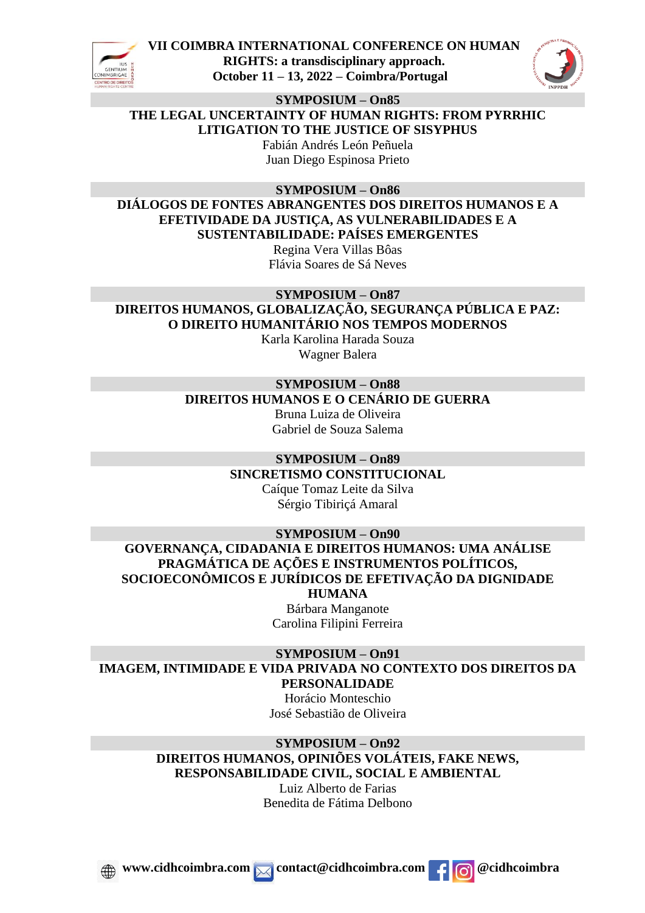## SYMPOSIUM – On85

**THE LEGAL UNCERTAINTY OF HUMAN RIGHTS: FROM PYRRHIC LITIGATION TO THE JUSTICE OF SISYPHUS**

Fabián Andrés León Peñuela
Juan Diego Espinosa Prieto

## SYMPOSIUM – On86

**DIÁLOGOS DE FONTES ABRANGENTES DOS DIREITOS HUMANOS E A EFETIVIDADE DA JUSTIÇA, AS VULNERABILIDADES E A SUSTENTABILIDADE: PAÍSES EMERGENTES**

Regina Vera Villas Bôas
Flávia Soares de Sá Neves

## SYMPOSIUM – On87

**DIREITOS HUMANOS, GLOBALIZAÇÃO, SEGURANÇA PÚBLICA E PAZ: O DIREITO HUMANITÁRIO NOS TEMPOS MODERNOS**

Karla Karolina Harada Souza
Wagner Balera

## SYMPOSIUM – On88

**DIREITOS HUMANOS E O CENÁRIO DE GUERRA**

Bruna Luiza de Oliveira
Gabriel de Souza Salema

## SYMPOSIUM – On89

**SINCRETISMO CONSTITUCIONAL**

Caíque Tomaz Leite da Silva
Sérgio Tibiriçá Amaral

## SYMPOSIUM – On90

**GOVERNANÇA, CIDADANIA E DIREITOS HUMANOS: UMA ANÁLISE PRAGMÁTICA DE AÇÕES E INSTRUMENTOS POLÍTICOS, SOCIOECONÔMICOS E JURÍDICOS DE EFETIVAÇÃO DA DIGNIDADE HUMANA**

Bárbara Manganote
Carolina Filipini Ferreira

## SYMPOSIUM – On91

**IMAGEM, INTIMIDADE E VIDA PRIVADA NO CONTEXTO DOS DIREITOS DA PERSONALIDADE**

Horácio Monteschio
José Sebastião de Oliveira

## SYMPOSIUM – On92

**DIREITOS HUMANOS, OPINIÕES VOLÁTEIS, FAKE NEWS, RESPONSABILIDADE CIVIL, SOCIAL E AMBIENTAL**

Luiz Alberto de Farias
Benedita de Fátima Delbono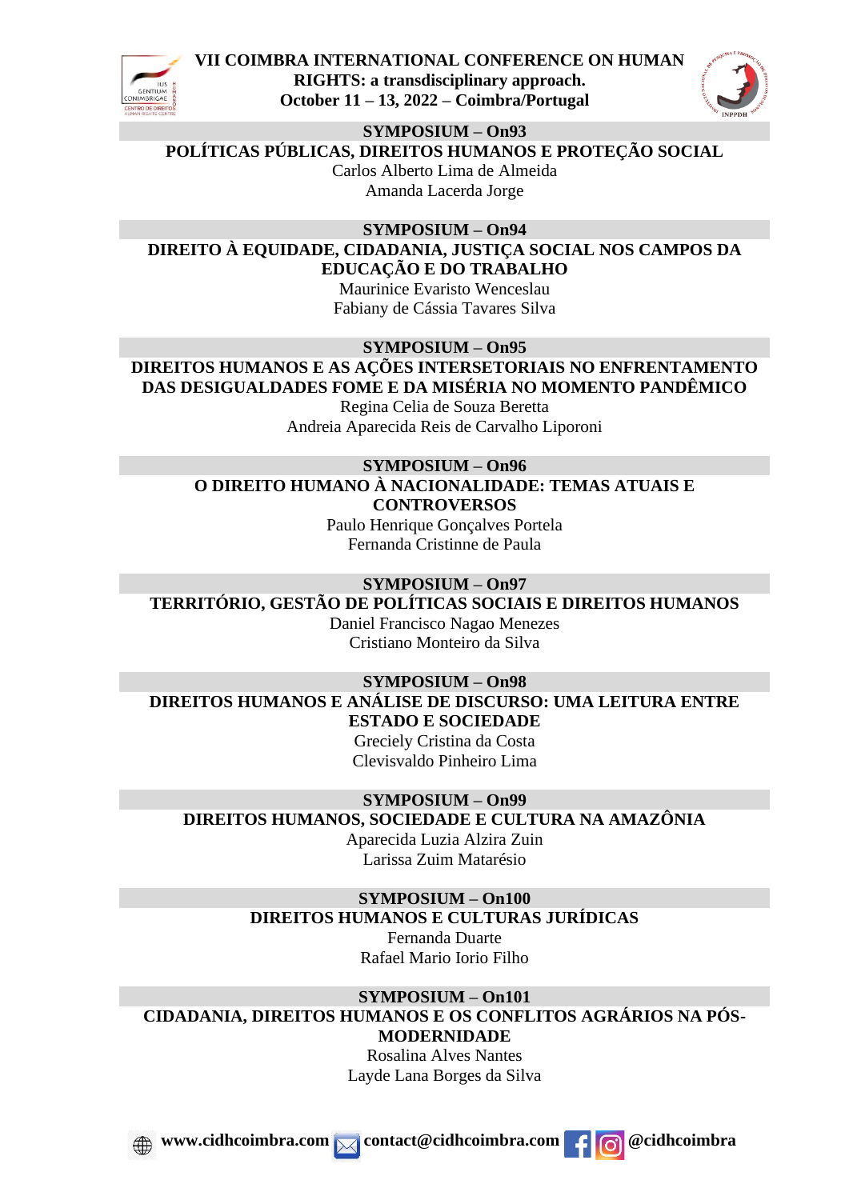## SYMPOSIUM – On93

**POLÍTICAS PÚBLICAS, DIREITOS HUMANOS E PROTEÇÃO SOCIAL**

Carlos Alberto Lima de Almeida
Amanda Lacerda Jorge

## SYMPOSIUM – On94

**DIREITO À EQUIDADE, CIDADANIA, JUSTIÇA SOCIAL NOS CAMPOS DA EDUCAÇÃO E DO TRABALHO**

Maurinice Evaristo Wenceslau
Fabiany de Cássia Tavares Silva

## SYMPOSIUM – On95

**DIREITOS HUMANOS E AS AÇÕES INTERSETORIAIS NO ENFRENTAMENTO DAS DESIGUALDADES FOME E DA MISÉRIA NO MOMENTO PANDÊMICO**

Regina Celia de Souza Beretta
Andreia Aparecida Reis de Carvalho Liporoni

## SYMPOSIUM – On96

**O DIREITO HUMANO À NACIONALIDADE: TEMAS ATUAIS E CONTROVERSOS**

Paulo Henrique Gonçalves Portela
Fernanda Cristinne de Paula

## SYMPOSIUM – On97

**TERRITÓRIO, GESTÃO DE POLÍTICAS SOCIAIS E DIREITOS HUMANOS**

Daniel Francisco Nagao Menezes
Cristiano Monteiro da Silva

## SYMPOSIUM – On98

**DIREITOS HUMANOS E ANÁLISE DE DISCURSO: UMA LEITURA ENTRE ESTADO E SOCIEDADE**

Greciely Cristina da Costa
Clevisvaldo Pinheiro Lima

## SYMPOSIUM – On99

**DIREITOS HUMANOS, SOCIEDADE E CULTURA NA AMAZÔNIA**

Aparecida Luzia Alzira Zuin
Larissa Zuim Matarésio

## SYMPOSIUM – On100

**DIREITOS HUMANOS E CULTURAS JURÍDICAS**

Fernanda Duarte
Rafael Mario Iorio Filho

## SYMPOSIUM – On101

**CIDADANIA, DIREITOS HUMANOS E OS CONFLITOS AGRÁRIOS NA PÓS-MODERNIDADE**

Rosalina Alves Nantes
Layde Lana Borges da Silva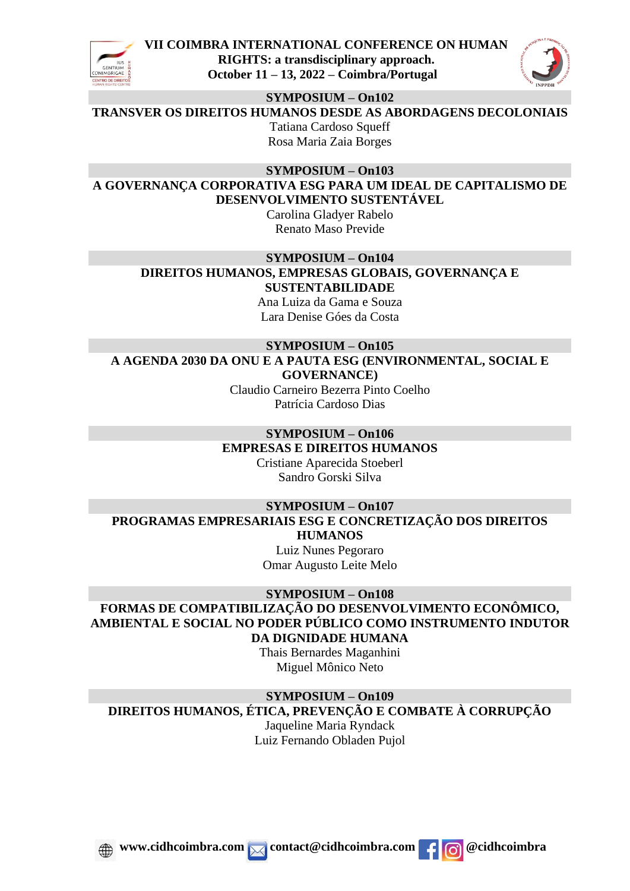## SYMPOSIUM – On102

**TRANSVER OS DIREITOS HUMANOS DESDE AS ABORDAGENS DECOLONIAIS**

Tatiana Cardoso Squeff

Rosa Maria Zaia Borges

## SYMPOSIUM – On103

**A GOVERNANÇA CORPORATIVA ESG PARA UM IDEAL DE CAPITALISMO DE DESENVOLVIMENTO SUSTENTÁVEL**

Carolina Gladyer Rabelo

Renato Maso Previde

## SYMPOSIUM – On104

**DIREITOS HUMANOS, EMPRESAS GLOBAIS, GOVERNANÇA E SUSTENTABILIDADE**

Ana Luiza da Gama e Souza

Lara Denise Góes da Costa

## SYMPOSIUM – On105

**A AGENDA 2030 DA ONU E A PAUTA ESG (ENVIRONMENTAL, SOCIAL E GOVERNANCE)**

Claudio Carneiro Bezerra Pinto Coelho

Patrícia Cardoso Dias

## SYMPOSIUM – On106

**EMPRESAS E DIREITOS HUMANOS**

Cristiane Aparecida Stoeberl

Sandro Gorski Silva

## SYMPOSIUM – On107

**PROGRAMAS EMPRESARIAIS ESG E CONCRETIZAÇÃO DOS DIREITOS HUMANOS**

Luiz Nunes Pegoraro

Omar Augusto Leite Melo

## SYMPOSIUM – On108

**FORMAS DE COMPATIBILIZAÇÃO DO DESENVOLVIMENTO ECONÔMICO, AMBIENTAL E SOCIAL NO PODER PÚBLICO COMO INSTRUMENTO INDUTOR DA DIGNIDADE HUMANA**

Thais Bernardes Maganhini

Miguel Mônico Neto

## SYMPOSIUM – On109

**DIREITOS HUMANOS, ÉTICA, PREVENÇÃO E COMBATE À CORRUPÇÃO**

Jaqueline Maria Ryndack

Luiz Fernando Obladen Pujol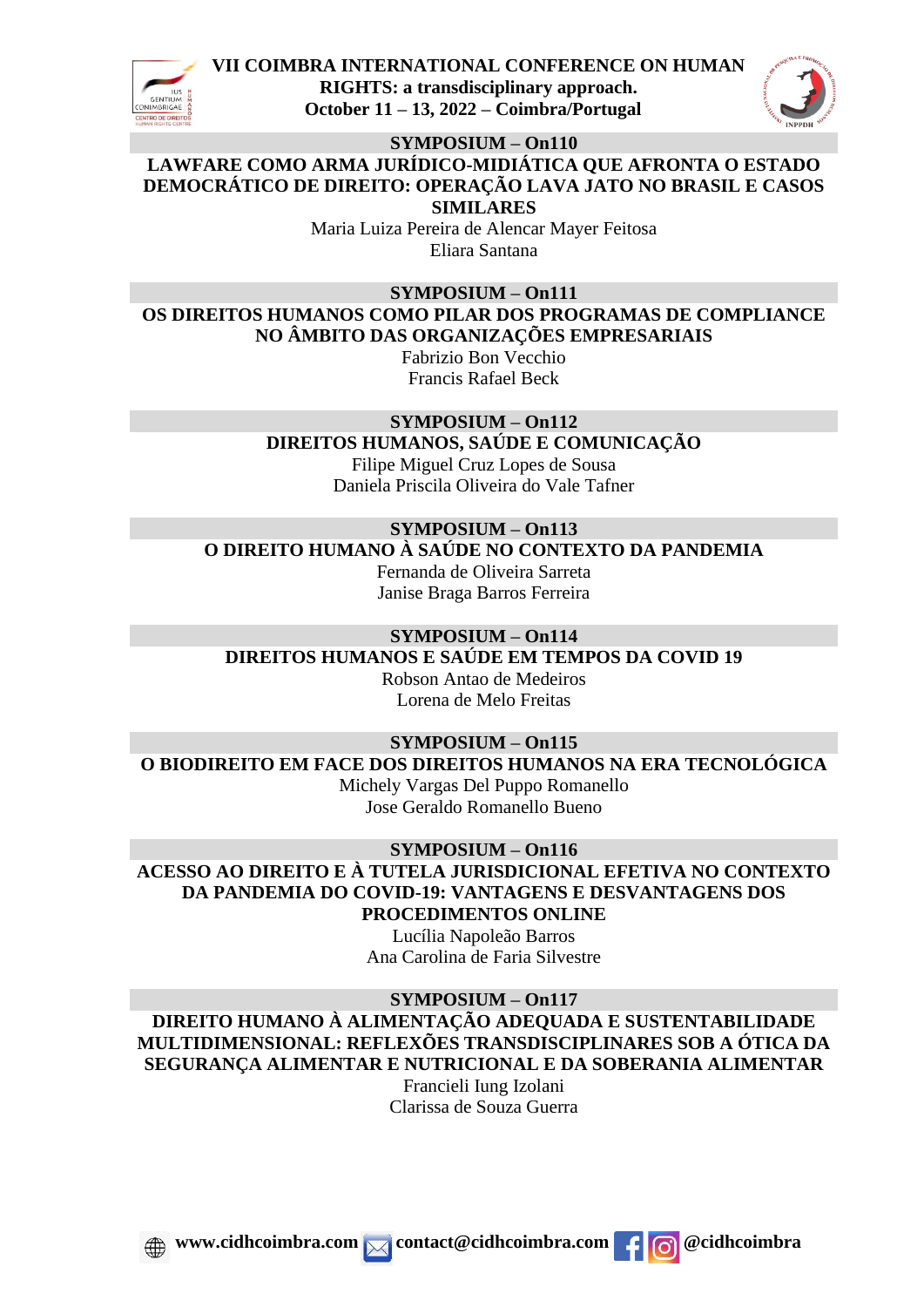## SYMPOSIUM – On110

**LAWFARE COMO ARMA JURÍDICO-MIDIÁTICA QUE AFRONTA O ESTADO DEMOCRÁTICO DE DIREITO: OPERAÇÃO LAVA JATO NO BRASIL E CASOS SIMILARES**

Maria Luiza Pereira de Alencar Mayer Feitosa
Eliara Santana

## SYMPOSIUM – On111

**OS DIREITOS HUMANOS COMO PILAR DOS PROGRAMAS DE COMPLIANCE NO ÂMBITO DAS ORGANIZAÇÕES EMPRESARIAIS**

Fabrizio Bon Vecchio
Francis Rafael Beck

## SYMPOSIUM – On112

**DIREITOS HUMANOS, SAÚDE E COMUNICAÇÃO**

Filipe Miguel Cruz Lopes de Sousa
Daniela Priscila Oliveira do Vale Tafner

## SYMPOSIUM – On113

**O DIREITO HUMANO À SAÚDE NO CONTEXTO DA PANDEMIA**

Fernanda de Oliveira Sarreta
Janise Braga Barros Ferreira

## SYMPOSIUM – On114

**DIREITOS HUMANOS E SAÚDE EM TEMPOS DA COVID 19**

Robson Antao de Medeiros
Lorena de Melo Freitas

## SYMPOSIUM – On115

**O BIODIREITO EM FACE DOS DIREITOS HUMANOS NA ERA TECNOLÓGICA**

Michely Vargas Del Puppo Romanello
Jose Geraldo Romanello Bueno

## SYMPOSIUM – On116

**ACESSO AO DIREITO E À TUTELA JURISDICIONAL EFETIVA NO CONTEXTO DA PANDEMIA DO COVID-19: VANTAGENS E DESVANTAGENS DOS PROCEDIMENTOS ONLINE**

Lucília Napoleão Barros
Ana Carolina de Faria Silvestre

## SYMPOSIUM – On117

**DIREITO HUMANO À ALIMENTAÇÃO ADEQUADA E SUSTENTABILIDADE MULTIDIMENSIONAL: REFLEXÕES TRANSDISCIPLINARES SOB A ÓTICA DA SEGURANÇA ALIMENTAR E NUTRICIONAL E DA SOBERANIA ALIMENTAR**

Francieli Iung Izolani
Clarissa de Souza Guerra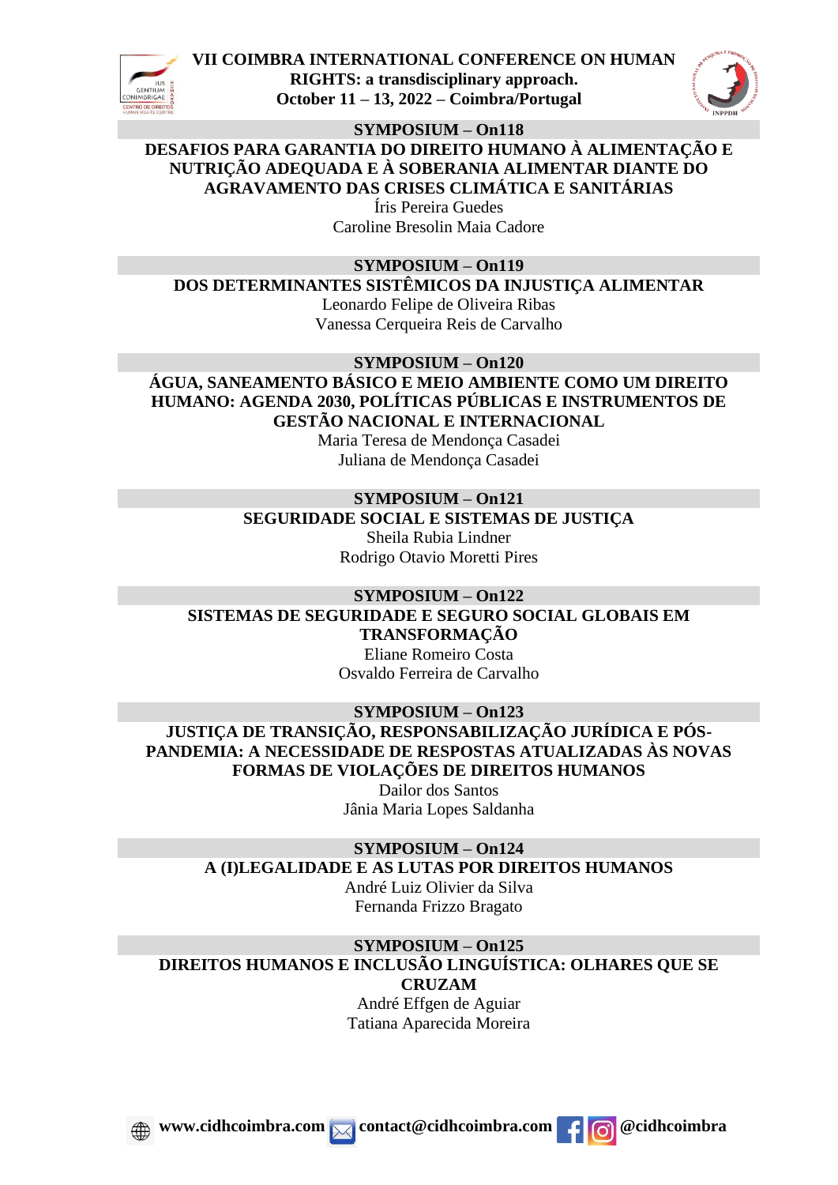## SYMPOSIUM – On118

**DESAFIOS PARA GARANTIA DO DIREITO HUMANO À ALIMENTAÇÃO E NUTRIÇÃO ADEQUADA E À SOBERANIA ALIMENTAR DIANTE DO AGRAVAMENTO DAS CRISES CLIMÁTICA E SANITÁRIAS**

Íris Pereira Guedes
Caroline Bresolin Maia Cadore

## SYMPOSIUM – On119

**DOS DETERMINANTES SISTÊMICOS DA INJUSTIÇA ALIMENTAR**

Leonardo Felipe de Oliveira Ribas
Vanessa Cerqueira Reis de Carvalho

## SYMPOSIUM – On120

**ÁGUA, SANEAMENTO BÁSICO E MEIO AMBIENTE COMO UM DIREITO HUMANO: AGENDA 2030, POLÍTICAS PÚBLICAS E INSTRUMENTOS DE GESTÃO NACIONAL E INTERNACIONAL**

Maria Teresa de Mendonça Casadei
Juliana de Mendonça Casadei

## SYMPOSIUM – On121

**SEGURIDADE SOCIAL E SISTEMAS DE JUSTIÇA**

Sheila Rubia Lindner
Rodrigo Otavio Moretti Pires

## SYMPOSIUM – On122

**SISTEMAS DE SEGURIDADE E SEGURO SOCIAL GLOBAIS EM TRANSFORMAÇÃO**

Eliane Romeiro Costa
Osvaldo Ferreira de Carvalho

## SYMPOSIUM – On123

**JUSTIÇA DE TRANSIÇÃO, RESPONSABILIZAÇÃO JURÍDICA E PÓS-PANDEMIA: A NECESSIDADE DE RESPOSTAS ATUALIZADAS ÀS NOVAS FORMAS DE VIOLAÇÕES DE DIREITOS HUMANOS**

Dailor dos Santos
Jânia Maria Lopes Saldanha

## SYMPOSIUM – On124

**A (I)LEGALIDADE E AS LUTAS POR DIREITOS HUMANOS**

André Luiz Olivier da Silva
Fernanda Frizzo Bragato

## SYMPOSIUM – On125

**DIREITOS HUMANOS E INCLUSÃO LINGUÍSTICA: OLHARES QUE SE CRUZAM**

André Effgen de Aguiar
Tatiana Aparecida Moreira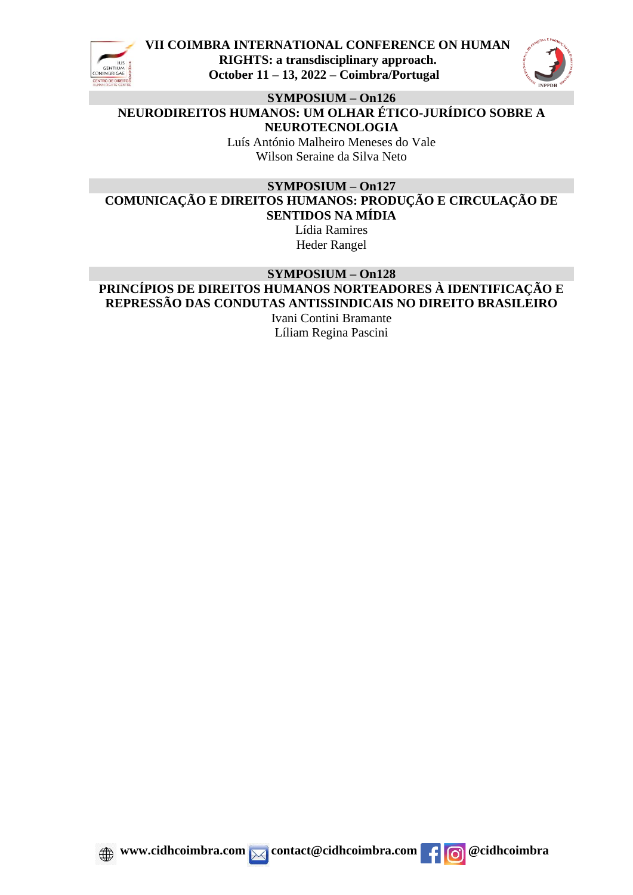## SYMPOSIUM – On126

**NEURODIREITOS HUMANOS: UM OLHAR ÉTICO-JURÍDICO SOBRE A NEUROTECNOLOGIA**

Luís António Malheiro Meneses do Vale
Wilson Seraine da Silva Neto

## SYMPOSIUM – On127

**COMUNICAÇÃO E DIREITOS HUMANOS: PRODUÇÃO E CIRCULAÇÃO DE SENTIDOS NA MÍDIA**

Lídia Ramires
Heder Rangel

## SYMPOSIUM – On128

**PRINCÍPIOS DE DIREITOS HUMANOS NORTEADORES À IDENTIFICAÇÃO E REPRESSÃO DAS CONDUTAS ANTISSINDICAIS NO DIREITO BRASILEIRO**

Ivani Contini Bramante
Líliam Regina Pascini